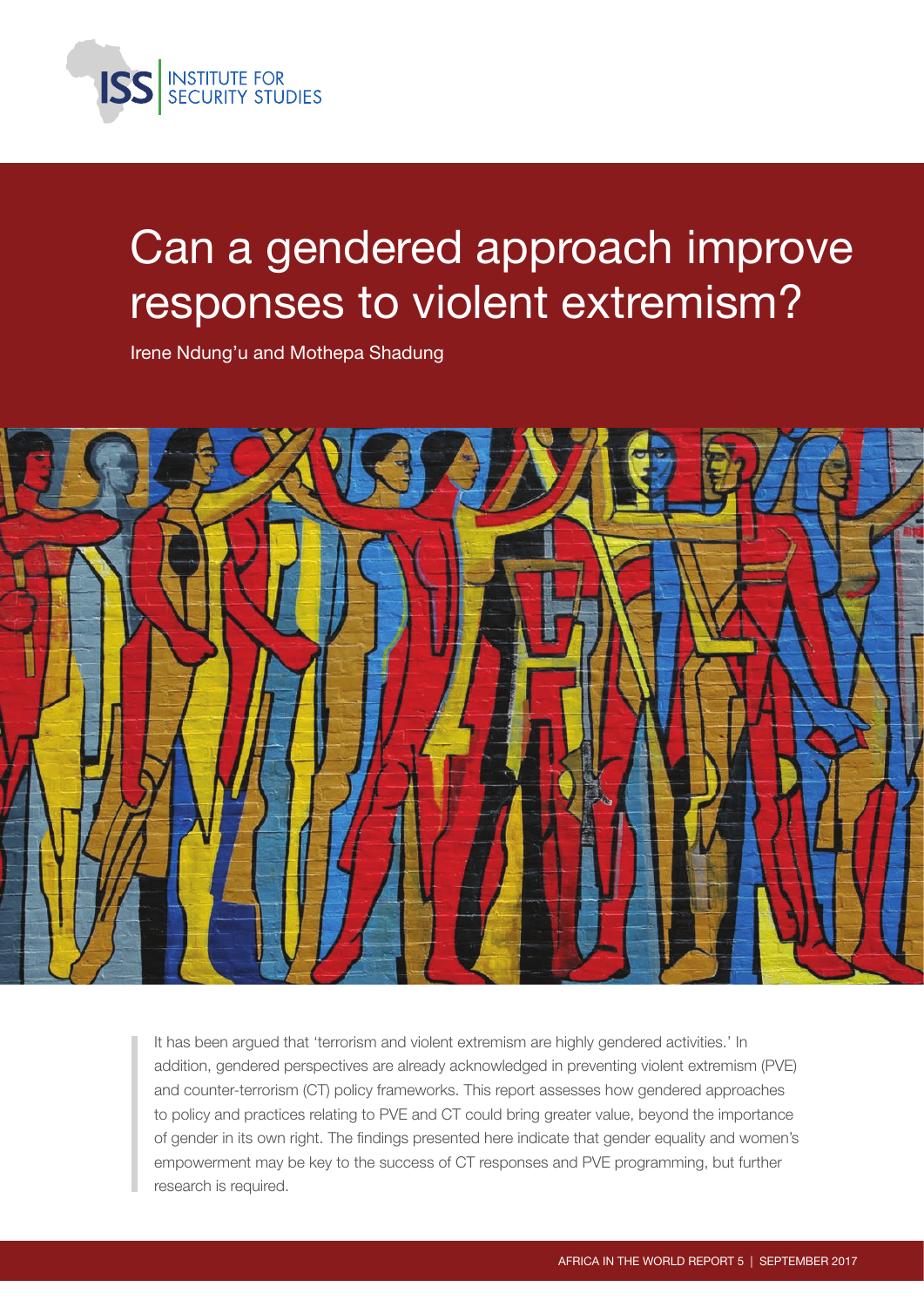# Can a gendered approach improve responses to violent extremism?

Irene Ndung'u and Mothepa Shadung

It has been argued that 'terrorism and violent extremism are highly gendered activities.' In addition, gendered perspectives are already acknowledged in preventing violent extremism (PVE) and counter-terrorism (CT) policy frameworks. This report assesses how gendered approaches to policy and practices relating to PVE and CT could bring greater value, beyond the importance of gender in its own right. The findings presented here indicate that gender equality and women's empowerment may be key to the success of CT responses and PVE programming, but further research is required.

AFRICA IN THE WORLD REPORT 5 | SEPTEMBER 2017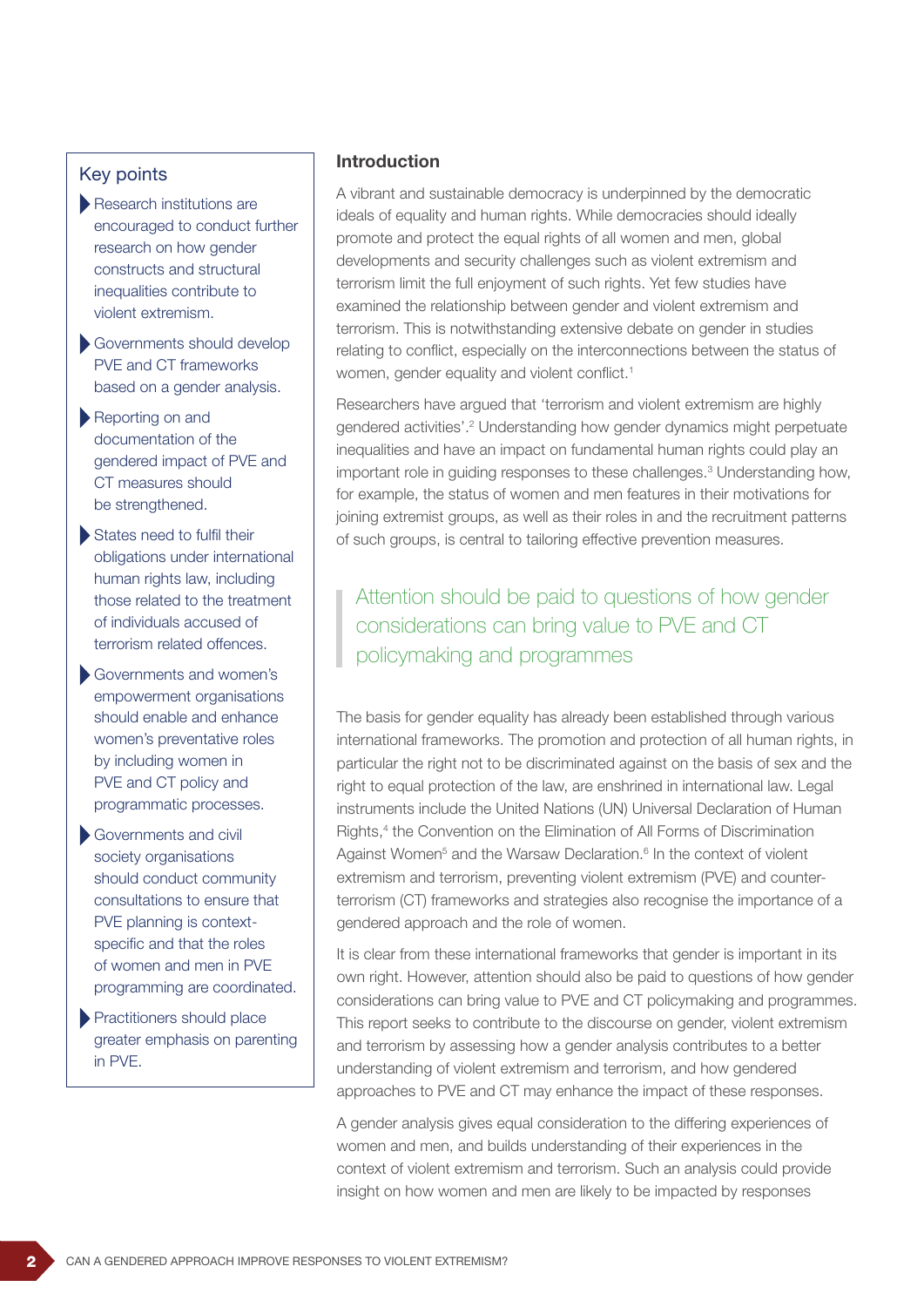## Key points

- Research institutions are encouraged to conduct further research on how gender constructs and structural inequalities contribute to violent extremism.
- Governments should develop PVE and CT frameworks based on a gender analysis.
- Reporting on and documentation of the gendered impact of PVE and CT measures should be strengthened.
- States need to fulfil their obligations under international human rights law, including those related to the treatment of individuals accused of terrorism related offences.
- Governments and women's empowerment organisations should enable and enhance women's preventative roles by including women in PVE and CT policy and programmatic processes.
- Governments and civil society organisations should conduct community consultations to ensure that PVE planning is context-specific and that the roles of women and men in PVE programming are coordinated.
- Practitioners should place greater emphasis on parenting in PVE.

## Introduction

A vibrant and sustainable democracy is underpinned by the democratic ideals of equality and human rights. While democracies should ideally promote and protect the equal rights of all women and men, global developments and security challenges such as violent extremism and terrorism limit the full enjoyment of such rights. Yet few studies have examined the relationship between gender and violent extremism and terrorism. This is notwithstanding extensive debate on gender in studies relating to conflict, especially on the interconnections between the status of women, gender equality and violent conflict.[1]

Researchers have argued that 'terrorism and violent extremism are highly gendered activities'.[2] Understanding how gender dynamics might perpetuate inequalities and have an impact on fundamental human rights could play an important role in guiding responses to these challenges.[3] Understanding how, for example, the status of women and men features in their motivations for joining extremist groups, as well as their roles in and the recruitment patterns of such groups, is central to tailoring effective prevention measures.

> Attention should be paid to questions of how gender considerations can bring value to PVE and CT policymaking and programmes

The basis for gender equality has already been established through various international frameworks. The promotion and protection of all human rights, in particular the right not to be discriminated against on the basis of sex and the right to equal protection of the law, are enshrined in international law. Legal instruments include the United Nations (UN) Universal Declaration of Human Rights,[4] the Convention on the Elimination of All Forms of Discrimination Against Women[5] and the Warsaw Declaration.[6] In the context of violent extremism and terrorism, preventing violent extremism (PVE) and counter-terrorism (CT) frameworks and strategies also recognise the importance of a gendered approach and the role of women.

It is clear from these international frameworks that gender is important in its own right. However, attention should also be paid to questions of how gender considerations can bring value to PVE and CT policymaking and programmes. This report seeks to contribute to the discourse on gender, violent extremism and terrorism by assessing how a gender analysis contributes to a better understanding of violent extremism and terrorism, and how gendered approaches to PVE and CT may enhance the impact of these responses.

A gender analysis gives equal consideration to the differing experiences of women and men, and builds understanding of their experiences in the context of violent extremism and terrorism. Such an analysis could provide insight on how women and men are likely to be impacted by responses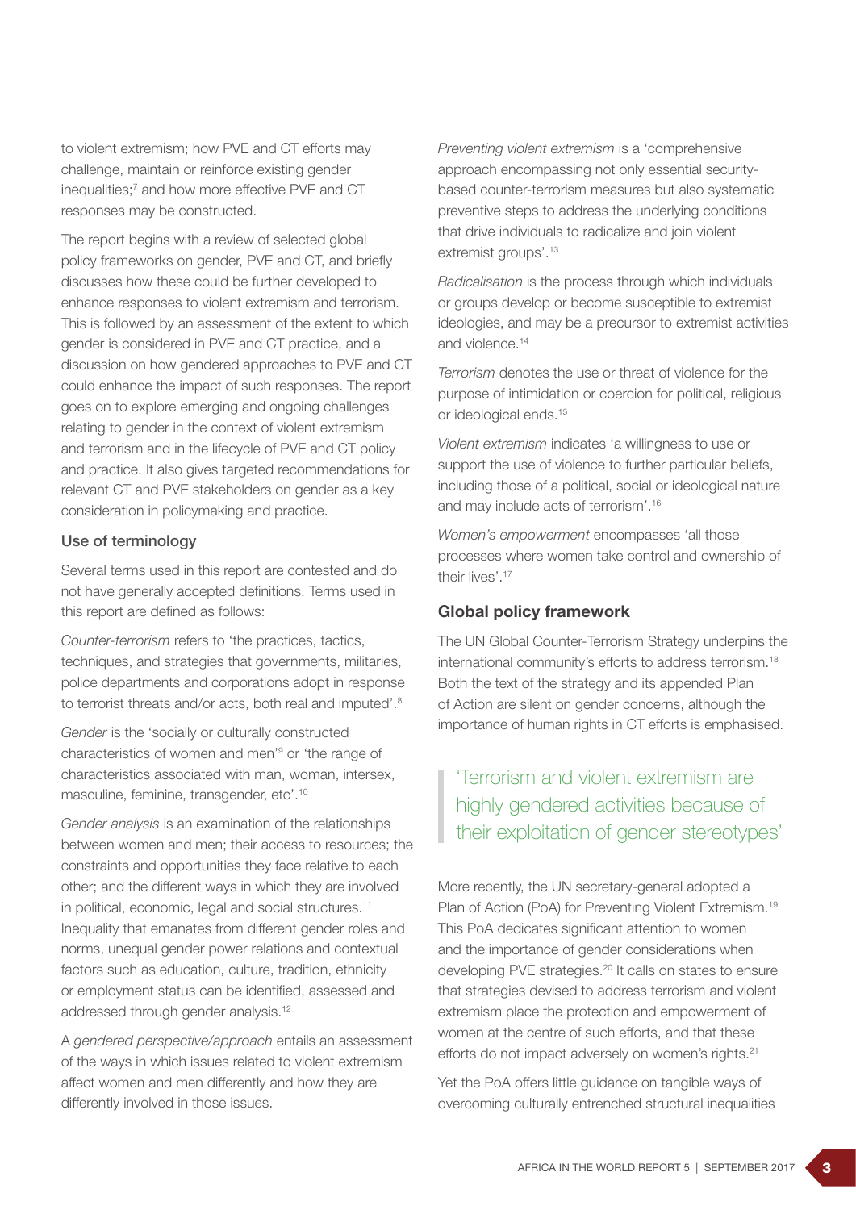to violent extremism; how PVE and CT efforts may challenge, maintain or reinforce existing gender inequalities;[7] and how more effective PVE and CT responses may be constructed.

The report begins with a review of selected global policy frameworks on gender, PVE and CT, and briefly discusses how these could be further developed to enhance responses to violent extremism and terrorism. This is followed by an assessment of the extent to which gender is considered in PVE and CT practice, and a discussion on how gendered approaches to PVE and CT could enhance the impact of such responses. The report goes on to explore emerging and ongoing challenges relating to gender in the context of violent extremism and terrorism and in the lifecycle of PVE and CT policy and practice. It also gives targeted recommendations for relevant CT and PVE stakeholders on gender as a key consideration in policymaking and practice.

### Use of terminology

Several terms used in this report are contested and do not have generally accepted definitions. Terms used in this report are defined as follows:

*Counter-terrorism* refers to 'the practices, tactics, techniques, and strategies that governments, militaries, police departments and corporations adopt in response to terrorist threats and/or acts, both real and imputed'.[8]

*Gender* is the 'socially or culturally constructed characteristics of women and men'[9] or 'the range of characteristics associated with man, woman, intersex, masculine, feminine, transgender, etc'.[10]

*Gender analysis* is an examination of the relationships between women and men; their access to resources; the constraints and opportunities they face relative to each other; and the different ways in which they are involved in political, economic, legal and social structures.[11] Inequality that emanates from different gender roles and norms, unequal gender power relations and contextual factors such as education, culture, tradition, ethnicity or employment status can be identified, assessed and addressed through gender analysis.[12]

A *gendered perspective/approach* entails an assessment of the ways in which issues related to violent extremism affect women and men differently and how they are differently involved in those issues.

*Preventing violent extremism* is a 'comprehensive approach encompassing not only essential security-based counter-terrorism measures but also systematic preventive steps to address the underlying conditions that drive individuals to radicalize and join violent extremist groups'.[13]

*Radicalisation* is the process through which individuals or groups develop or become susceptible to extremist ideologies, and may be a precursor to extremist activities and violence.[14]

*Terrorism* denotes the use or threat of violence for the purpose of intimidation or coercion for political, religious or ideological ends.[15]

*Violent extremism* indicates 'a willingness to use or support the use of violence to further particular beliefs, including those of a political, social or ideological nature and may include acts of terrorism'.[16]

*Women's empowerment* encompasses 'all those processes where women take control and ownership of their lives'.[17]

### Global policy framework

The UN Global Counter-Terrorism Strategy underpins the international community's efforts to address terrorism.[18] Both the text of the strategy and its appended Plan of Action are silent on gender concerns, although the importance of human rights in CT efforts is emphasised.

> 'Terrorism and violent extremism are highly gendered activities because of their exploitation of gender stereotypes'

More recently, the UN secretary-general adopted a Plan of Action (PoA) for Preventing Violent Extremism.[19] This PoA dedicates significant attention to women and the importance of gender considerations when developing PVE strategies.[20] It calls on states to ensure that strategies devised to address terrorism and violent extremism place the protection and empowerment of women at the centre of such efforts, and that these efforts do not impact adversely on women's rights.[21]

Yet the PoA offers little guidance on tangible ways of overcoming culturally entrenched structural inequalities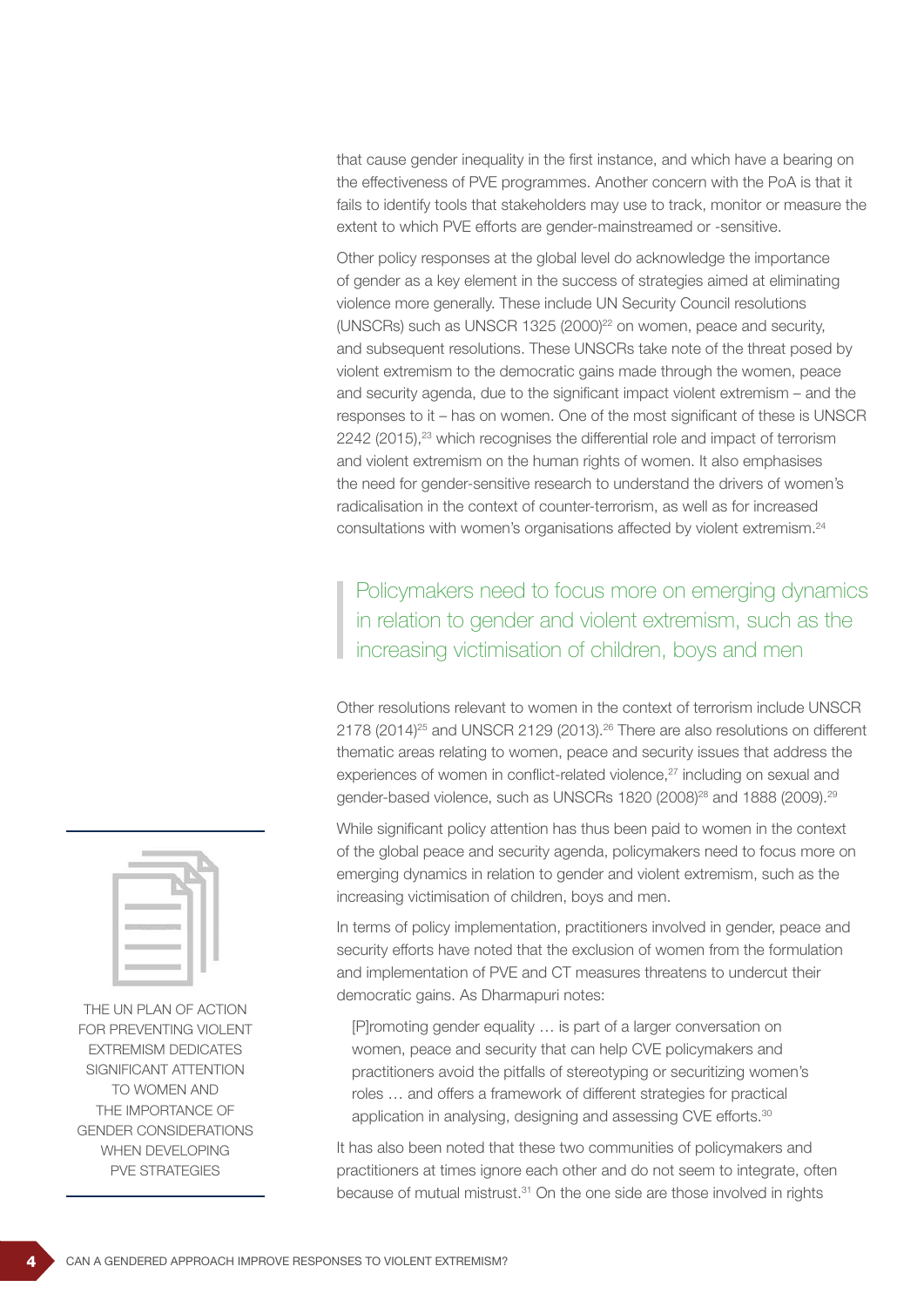that cause gender inequality in the first instance, and which have a bearing on the effectiveness of PVE programmes. Another concern with the PoA is that it fails to identify tools that stakeholders may use to track, monitor or measure the extent to which PVE efforts are gender-mainstreamed or -sensitive.

Other policy responses at the global level do acknowledge the importance of gender as a key element in the success of strategies aimed at eliminating violence more generally. These include UN Security Council resolutions (UNSCRs) such as UNSCR 1325 (2000)[22] on women, peace and security, and subsequent resolutions. These UNSCRs take note of the threat posed by violent extremism to the democratic gains made through the women, peace and security agenda, due to the significant impact violent extremism – and the responses to it – has on women. One of the most significant of these is UNSCR 2242 (2015),[23] which recognises the differential role and impact of terrorism and violent extremism on the human rights of women. It also emphasises the need for gender-sensitive research to understand the drivers of women's radicalisation in the context of counter-terrorism, as well as for increased consultations with women's organisations affected by violent extremism.[24]

> Policymakers need to focus more on emerging dynamics in relation to gender and violent extremism, such as the increasing victimisation of children, boys and men

Other resolutions relevant to women in the context of terrorism include UNSCR 2178 (2014)[25] and UNSCR 2129 (2013).[26] There are also resolutions on different thematic areas relating to women, peace and security issues that address the experiences of women in conflict-related violence,[27] including on sexual and gender-based violence, such as UNSCRs 1820 (2008)[28] and 1888 (2009).[29]

While significant policy attention has thus been paid to women in the context of the global peace and security agenda, policymakers need to focus more on emerging dynamics in relation to gender and violent extremism, such as the increasing victimisation of children, boys and men.

In terms of policy implementation, practitioners involved in gender, peace and security efforts have noted that the exclusion of women from the formulation and implementation of PVE and CT measures threatens to undercut their democratic gains. As Dharmapuri notes:

> [P]romoting gender equality … is part of a larger conversation on women, peace and security that can help CVE policymakers and practitioners avoid the pitfalls of stereotyping or securitizing women's roles … and offers a framework of different strategies for practical application in analysing, designing and assessing CVE efforts.[30]

It has also been noted that these two communities of policymakers and practitioners at times ignore each other and do not seem to integrate, often because of mutual mistrust.[31] On the one side are those involved in rights

THE UN PLAN OF ACTION FOR PREVENTING VIOLENT EXTREMISM DEDICATES SIGNIFICANT ATTENTION TO WOMEN AND THE IMPORTANCE OF GENDER CONSIDERATIONS WHEN DEVELOPING PVE STRATEGIES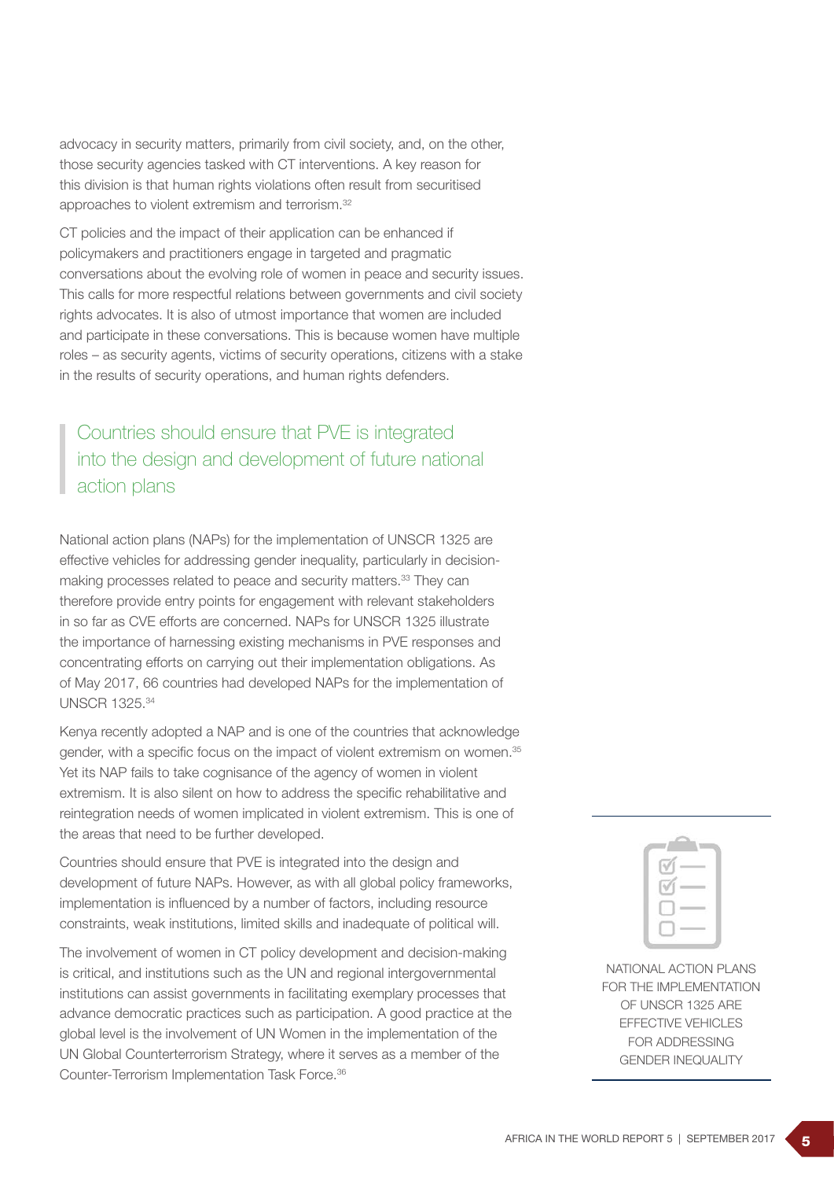advocacy in security matters, primarily from civil society, and, on the other, those security agencies tasked with CT interventions. A key reason for this division is that human rights violations often result from securitised approaches to violent extremism and terrorism.[32]

CT policies and the impact of their application can be enhanced if policymakers and practitioners engage in targeted and pragmatic conversations about the evolving role of women in peace and security issues. This calls for more respectful relations between governments and civil society rights advocates. It is also of utmost importance that women are included and participate in these conversations. This is because women have multiple roles – as security agents, victims of security operations, citizens with a stake in the results of security operations, and human rights defenders.

> Countries should ensure that PVE is integrated into the design and development of future national action plans

National action plans (NAPs) for the implementation of UNSCR 1325 are effective vehicles for addressing gender inequality, particularly in decision-making processes related to peace and security matters.[33] They can therefore provide entry points for engagement with relevant stakeholders in so far as CVE efforts are concerned. NAPs for UNSCR 1325 illustrate the importance of harnessing existing mechanisms in PVE responses and concentrating efforts on carrying out their implementation obligations. As of May 2017, 66 countries had developed NAPs for the implementation of UNSCR 1325.[34]

Kenya recently adopted a NAP and is one of the countries that acknowledge gender, with a specific focus on the impact of violent extremism on women.[35] Yet its NAP fails to take cognisance of the agency of women in violent extremism. It is also silent on how to address the specific rehabilitative and reintegration needs of women implicated in violent extremism. This is one of the areas that need to be further developed.

Countries should ensure that PVE is integrated into the design and development of future NAPs. However, as with all global policy frameworks, implementation is influenced by a number of factors, including resource constraints, weak institutions, limited skills and inadequate of political will.

The involvement of women in CT policy development and decision-making is critical, and institutions such as the UN and regional intergovernmental institutions can assist governments in facilitating exemplary processes that advance democratic practices such as participation. A good practice at the global level is the involvement of UN Women in the implementation of the UN Global Counterterrorism Strategy, where it serves as a member of the Counter-Terrorism Implementation Task Force.[36]

NATIONAL ACTION PLANS FOR THE IMPLEMENTATION OF UNSCR 1325 ARE EFFECTIVE VEHICLES FOR ADDRESSING GENDER INEQUALITY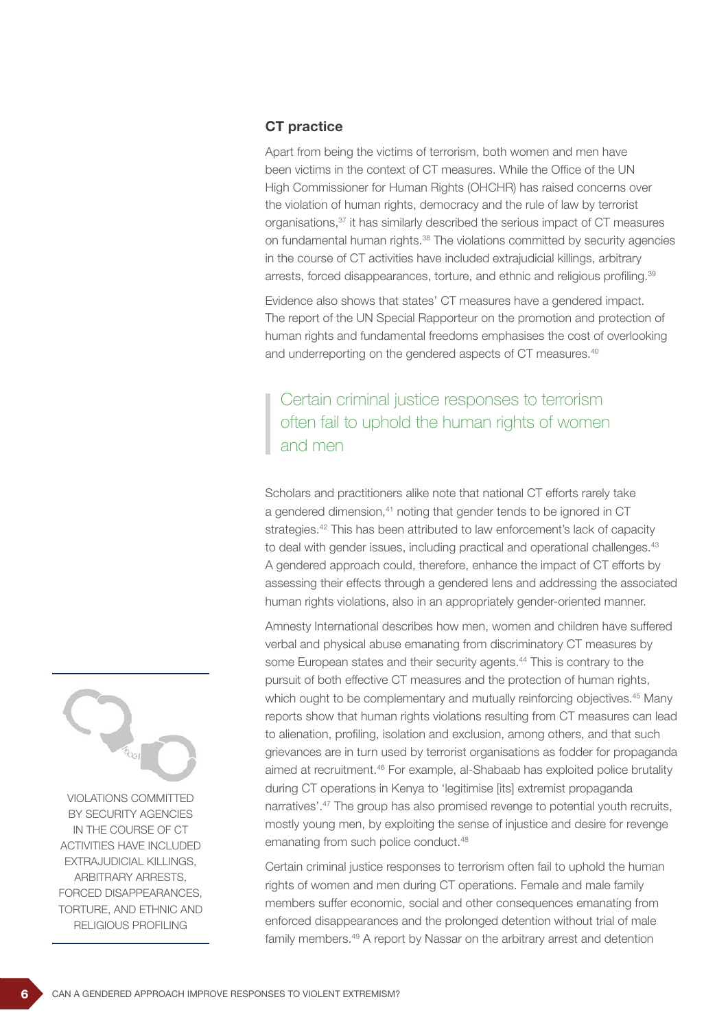### CT practice

Apart from being the victims of terrorism, both women and men have been victims in the context of CT measures. While the Office of the UN High Commissioner for Human Rights (OHCHR) has raised concerns over the violation of human rights, democracy and the rule of law by terrorist organisations,[37] it has similarly described the serious impact of CT measures on fundamental human rights.[38] The violations committed by security agencies in the course of CT activities have included extrajudicial killings, arbitrary arrests, forced disappearances, torture, and ethnic and religious profiling.[39]

Evidence also shows that states' CT measures have a gendered impact. The report of the UN Special Rapporteur on the promotion and protection of human rights and fundamental freedoms emphasises the cost of overlooking and underreporting on the gendered aspects of CT measures.[40]

> Certain criminal justice responses to terrorism often fail to uphold the human rights of women and men

Scholars and practitioners alike note that national CT efforts rarely take a gendered dimension,[41] noting that gender tends to be ignored in CT strategies.[42] This has been attributed to law enforcement's lack of capacity to deal with gender issues, including practical and operational challenges.[43] A gendered approach could, therefore, enhance the impact of CT efforts by assessing their effects through a gendered lens and addressing the associated human rights violations, also in an appropriately gender-oriented manner.

Amnesty International describes how men, women and children have suffered verbal and physical abuse emanating from discriminatory CT measures by some European states and their security agents.[44] This is contrary to the pursuit of both effective CT measures and the protection of human rights, which ought to be complementary and mutually reinforcing objectives.[45] Many reports show that human rights violations resulting from CT measures can lead to alienation, profiling, isolation and exclusion, among others, and that such grievances are in turn used by terrorist organisations as fodder for propaganda aimed at recruitment.[46] For example, al-Shabaab has exploited police brutality during CT operations in Kenya to 'legitimise [its] extremist propaganda narratives'.[47] The group has also promised revenge to potential youth recruits, mostly young men, by exploiting the sense of injustice and desire for revenge emanating from such police conduct.[48]

Certain criminal justice responses to terrorism often fail to uphold the human rights of women and men during CT operations. Female and male family members suffer economic, social and other consequences emanating from enforced disappearances and the prolonged detention without trial of male family members.[49] A report by Nassar on the arbitrary arrest and detention

VIOLATIONS COMMITTED BY SECURITY AGENCIES IN THE COURSE OF CT ACTIVITIES HAVE INCLUDED EXTRAJUDICIAL KILLINGS, ARBITRARY ARRESTS, FORCED DISAPPEARANCES, TORTURE, AND ETHNIC AND RELIGIOUS PROFILING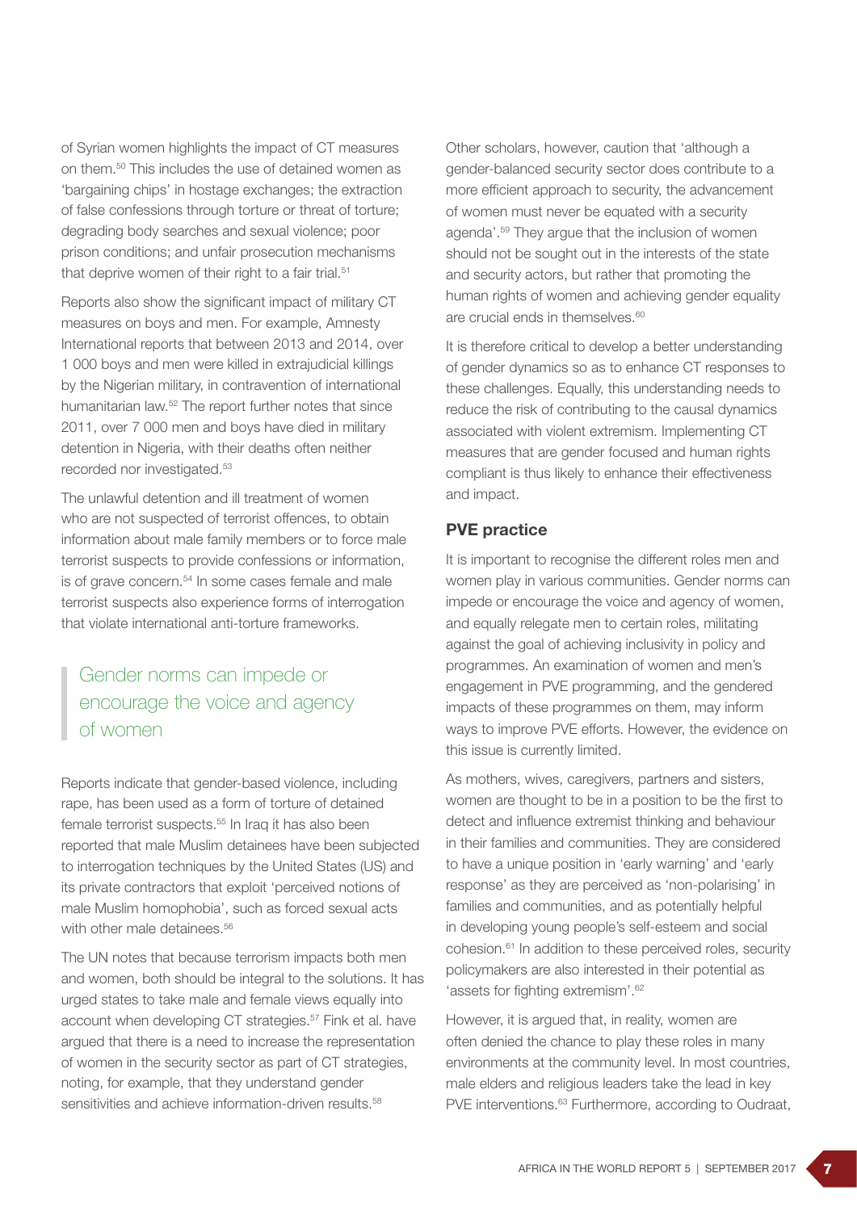of Syrian women highlights the impact of CT measures on them.[50] This includes the use of detained women as 'bargaining chips' in hostage exchanges; the extraction of false confessions through torture or threat of torture; degrading body searches and sexual violence; poor prison conditions; and unfair prosecution mechanisms that deprive women of their right to a fair trial.[51]

Reports also show the significant impact of military CT measures on boys and men. For example, Amnesty International reports that between 2013 and 2014, over 1 000 boys and men were killed in extrajudicial killings by the Nigerian military, in contravention of international humanitarian law.[52] The report further notes that since 2011, over 7 000 men and boys have died in military detention in Nigeria, with their deaths often neither recorded nor investigated.[53]

The unlawful detention and ill treatment of women who are not suspected of terrorist offences, to obtain information about male family members or to force male terrorist suspects to provide confessions or information, is of grave concern.[54] In some cases female and male terrorist suspects also experience forms of interrogation that violate international anti-torture frameworks.

> Gender norms can impede or encourage the voice and agency of women

Reports indicate that gender-based violence, including rape, has been used as a form of torture of detained female terrorist suspects.[55] In Iraq it has also been reported that male Muslim detainees have been subjected to interrogation techniques by the United States (US) and its private contractors that exploit 'perceived notions of male Muslim homophobia', such as forced sexual acts with other male detainees.[56]

The UN notes that because terrorism impacts both men and women, both should be integral to the solutions. It has urged states to take male and female views equally into account when developing CT strategies.[57] Fink et al. have argued that there is a need to increase the representation of women in the security sector as part of CT strategies, noting, for example, that they understand gender sensitivities and achieve information-driven results.[58]

Other scholars, however, caution that 'although a gender-balanced security sector does contribute to a more efficient approach to security, the advancement of women must never be equated with a security agenda'.[59] They argue that the inclusion of women should not be sought out in the interests of the state and security actors, but rather that promoting the human rights of women and achieving gender equality are crucial ends in themselves.[60]

It is therefore critical to develop a better understanding of gender dynamics so as to enhance CT responses to these challenges. Equally, this understanding needs to reduce the risk of contributing to the causal dynamics associated with violent extremism. Implementing CT measures that are gender focused and human rights compliant is thus likely to enhance their effectiveness and impact.

### PVE practice

It is important to recognise the different roles men and women play in various communities. Gender norms can impede or encourage the voice and agency of women, and equally relegate men to certain roles, militating against the goal of achieving inclusivity in policy and programmes. An examination of women and men's engagement in PVE programming, and the gendered impacts of these programmes on them, may inform ways to improve PVE efforts. However, the evidence on this issue is currently limited.

As mothers, wives, caregivers, partners and sisters, women are thought to be in a position to be the first to detect and influence extremist thinking and behaviour in their families and communities. They are considered to have a unique position in 'early warning' and 'early response' as they are perceived as 'non-polarising' in families and communities, and as potentially helpful in developing young people's self-esteem and social cohesion.[61] In addition to these perceived roles, security policymakers are also interested in their potential as 'assets for fighting extremism'.[62]

However, it is argued that, in reality, women are often denied the chance to play these roles in many environments at the community level. In most countries, male elders and religious leaders take the lead in key PVE interventions.[63] Furthermore, according to Oudraat,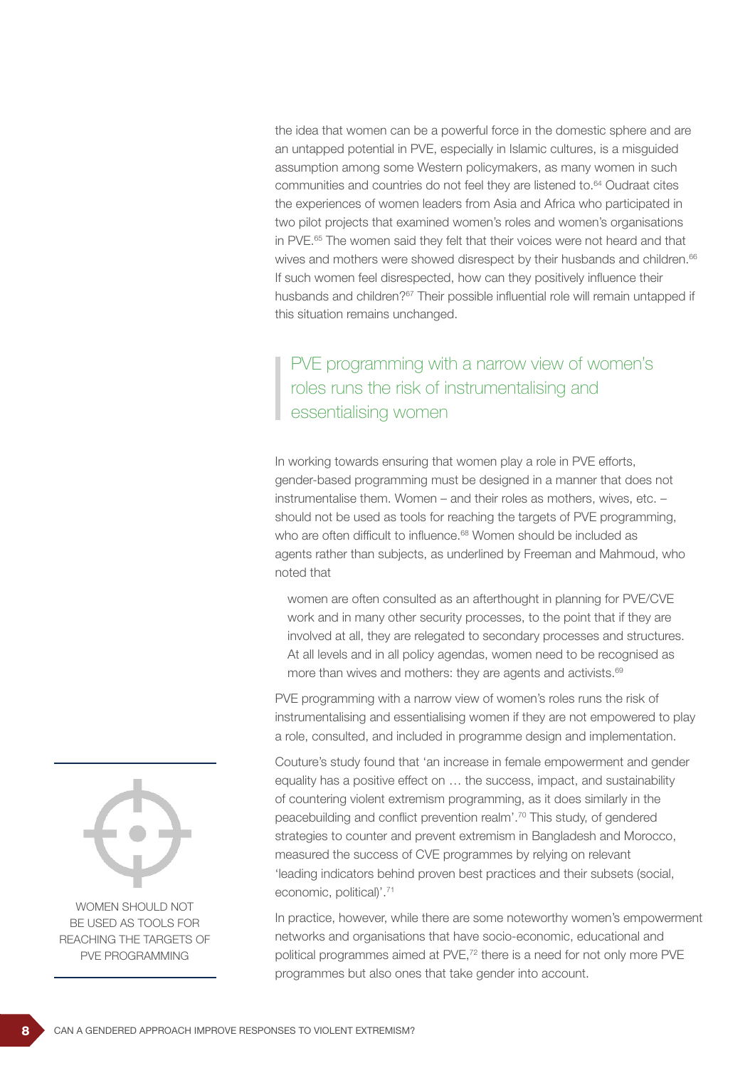the idea that women can be a powerful force in the domestic sphere and are an untapped potential in PVE, especially in Islamic cultures, is a misguided assumption among some Western policymakers, as many women in such communities and countries do not feel they are listened to.[64] Oudraat cites the experiences of women leaders from Asia and Africa who participated in two pilot projects that examined women's roles and women's organisations in PVE.[65] The women said they felt that their voices were not heard and that wives and mothers were showed disrespect by their husbands and children.[66] If such women feel disrespected, how can they positively influence their husbands and children?[67] Their possible influential role will remain untapped if this situation remains unchanged.

> PVE programming with a narrow view of women's roles runs the risk of instrumentalising and essentialising women

In working towards ensuring that women play a role in PVE efforts, gender-based programming must be designed in a manner that does not instrumentalise them. Women – and their roles as mothers, wives, etc. – should not be used as tools for reaching the targets of PVE programming, who are often difficult to influence.[68] Women should be included as agents rather than subjects, as underlined by Freeman and Mahmoud, who noted that

> women are often consulted as an afterthought in planning for PVE/CVE work and in many other security processes, to the point that if they are involved at all, they are relegated to secondary processes and structures. At all levels and in all policy agendas, women need to be recognised as more than wives and mothers: they are agents and activists.[69]

PVE programming with a narrow view of women's roles runs the risk of instrumentalising and essentialising women if they are not empowered to play a role, consulted, and included in programme design and implementation.

Couture's study found that 'an increase in female empowerment and gender equality has a positive effect on … the success, impact, and sustainability of countering violent extremism programming, as it does similarly in the peacebuilding and conflict prevention realm'.[70] This study, of gendered strategies to counter and prevent extremism in Bangladesh and Morocco, measured the success of CVE programmes by relying on relevant 'leading indicators behind proven best practices and their subsets (social, economic, political)'.[71]

In practice, however, while there are some noteworthy women's empowerment networks and organisations that have socio-economic, educational and political programmes aimed at PVE,[72] there is a need for not only more PVE programmes but also ones that take gender into account.

WOMEN SHOULD NOT BE USED AS TOOLS FOR REACHING THE TARGETS OF PVE PROGRAMMING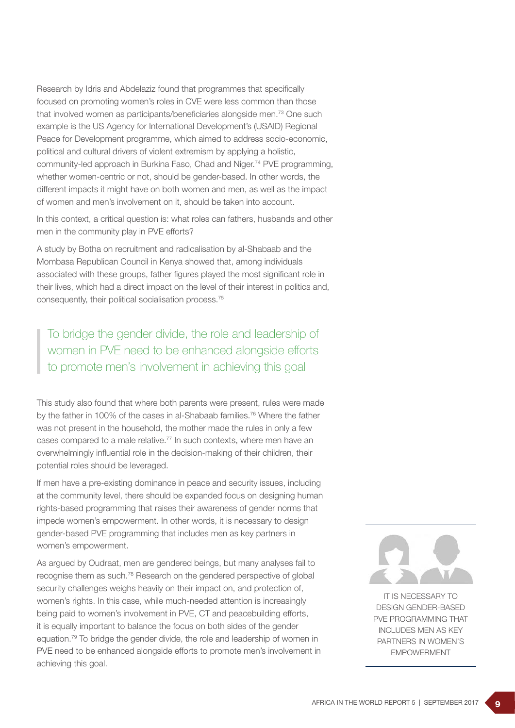Research by Idris and Abdelaziz found that programmes that specifically focused on promoting women's roles in CVE were less common than those that involved women as participants/beneficiaries alongside men.[73] One such example is the US Agency for International Development's (USAID) Regional Peace for Development programme, which aimed to address socio-economic, political and cultural drivers of violent extremism by applying a holistic, community-led approach in Burkina Faso, Chad and Niger.[74] PVE programming, whether women-centric or not, should be gender-based. In other words, the different impacts it might have on both women and men, as well as the impact of women and men's involvement on it, should be taken into account.

In this context, a critical question is: what roles can fathers, husbands and other men in the community play in PVE efforts?

A study by Botha on recruitment and radicalisation by al-Shabaab and the Mombasa Republican Council in Kenya showed that, among individuals associated with these groups, father figures played the most significant role in their lives, which had a direct impact on the level of their interest in politics and, consequently, their political socialisation process.[75]

> To bridge the gender divide, the role and leadership of women in PVE need to be enhanced alongside efforts to promote men's involvement in achieving this goal

This study also found that where both parents were present, rules were made by the father in 100% of the cases in al-Shabaab families.[76] Where the father was not present in the household, the mother made the rules in only a few cases compared to a male relative.[77] In such contexts, where men have an overwhelmingly influential role in the decision-making of their children, their potential roles should be leveraged.

If men have a pre-existing dominance in peace and security issues, including at the community level, there should be expanded focus on designing human rights-based programming that raises their awareness of gender norms that impede women's empowerment. In other words, it is necessary to design gender-based PVE programming that includes men as key partners in women's empowerment.

As argued by Oudraat, men are gendered beings, but many analyses fail to recognise them as such.[78] Research on the gendered perspective of global security challenges weighs heavily on their impact on, and protection of, women's rights. In this case, while much-needed attention is increasingly being paid to women's involvement in PVE, CT and peacebuilding efforts, it is equally important to balance the focus on both sides of the gender equation.[79] To bridge the gender divide, the role and leadership of women in PVE need to be enhanced alongside efforts to promote men's involvement in achieving this goal.

IT IS NECESSARY TO DESIGN GENDER-BASED PVE PROGRAMMING THAT INCLUDES MEN AS KEY PARTNERS IN WOMEN'S EMPOWERMENT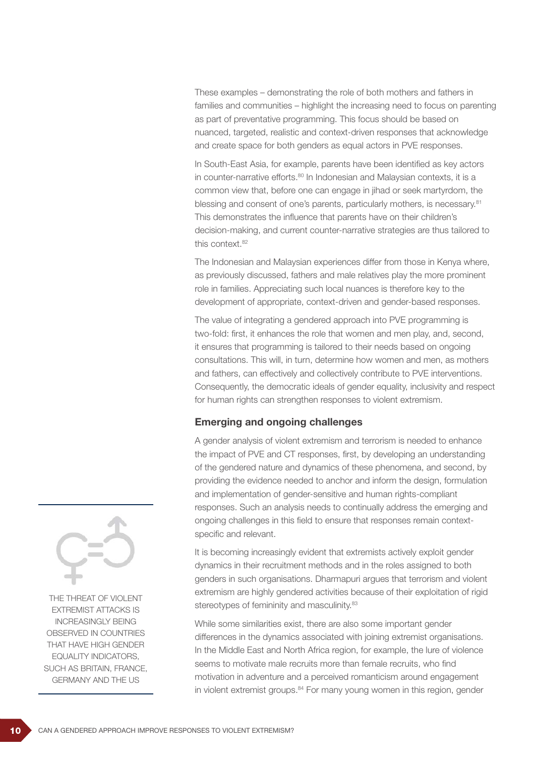These examples – demonstrating the role of both mothers and fathers in families and communities – highlight the increasing need to focus on parenting as part of preventative programming. This focus should be based on nuanced, targeted, realistic and context-driven responses that acknowledge and create space for both genders as equal actors in PVE responses.

In South-East Asia, for example, parents have been identified as key actors in counter-narrative efforts.[80] In Indonesian and Malaysian contexts, it is a common view that, before one can engage in jihad or seek martyrdom, the blessing and consent of one's parents, particularly mothers, is necessary.[81] This demonstrates the influence that parents have on their children's decision-making, and current counter-narrative strategies are thus tailored to this context.[82]

The Indonesian and Malaysian experiences differ from those in Kenya where, as previously discussed, fathers and male relatives play the more prominent role in families. Appreciating such local nuances is therefore key to the development of appropriate, context-driven and gender-based responses.

The value of integrating a gendered approach into PVE programming is two-fold: first, it enhances the role that women and men play, and, second, it ensures that programming is tailored to their needs based on ongoing consultations. This will, in turn, determine how women and men, as mothers and fathers, can effectively and collectively contribute to PVE interventions. Consequently, the democratic ideals of gender equality, inclusivity and respect for human rights can strengthen responses to violent extremism.

### Emerging and ongoing challenges

A gender analysis of violent extremism and terrorism is needed to enhance the impact of PVE and CT responses, first, by developing an understanding of the gendered nature and dynamics of these phenomena, and second, by providing the evidence needed to anchor and inform the design, formulation and implementation of gender-sensitive and human rights-compliant responses. Such an analysis needs to continually address the emerging and ongoing challenges in this field to ensure that responses remain context-specific and relevant.

It is becoming increasingly evident that extremists actively exploit gender dynamics in their recruitment methods and in the roles assigned to both genders in such organisations. Dharmapuri argues that terrorism and violent extremism are highly gendered activities because of their exploitation of rigid stereotypes of femininity and masculinity.[83]

While some similarities exist, there are also some important gender differences in the dynamics associated with joining extremist organisations. In the Middle East and North Africa region, for example, the lure of violence seems to motivate male recruits more than female recruits, who find motivation in adventure and a perceived romanticism around engagement in violent extremist groups.[84] For many young women in this region, gender

THE THREAT OF VIOLENT EXTREMIST ATTACKS IS INCREASINGLY BEING OBSERVED IN COUNTRIES THAT HAVE HIGH GENDER EQUALITY INDICATORS, SUCH AS BRITAIN, FRANCE, GERMANY AND THE US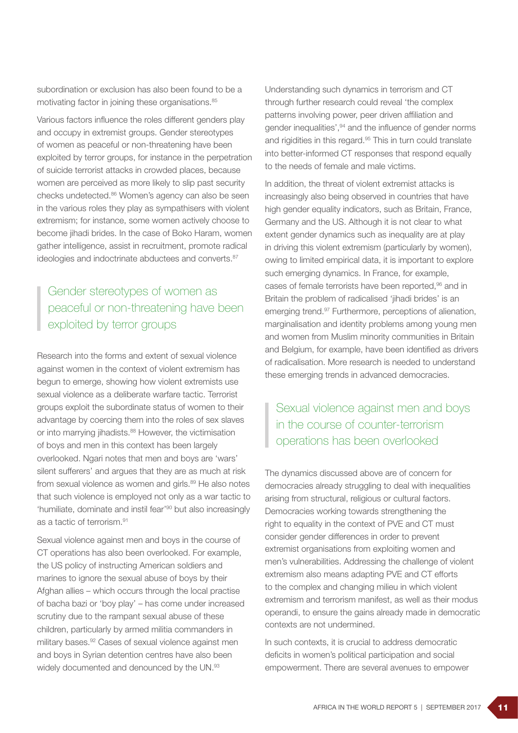subordination or exclusion has also been found to be a motivating factor in joining these organisations.[85]

Various factors influence the roles different genders play and occupy in extremist groups. Gender stereotypes of women as peaceful or non-threatening have been exploited by terror groups, for instance in the perpetration of suicide terrorist attacks in crowded places, because women are perceived as more likely to slip past security checks undetected.[86] Women's agency can also be seen in the various roles they play as sympathisers with violent extremism; for instance, some women actively choose to become jihadi brides. In the case of Boko Haram, women gather intelligence, assist in recruitment, promote radical ideologies and indoctrinate abductees and converts.[87]

> Gender stereotypes of women as peaceful or non-threatening have been exploited by terror groups

Research into the forms and extent of sexual violence against women in the context of violent extremism has begun to emerge, showing how violent extremists use sexual violence as a deliberate warfare tactic. Terrorist groups exploit the subordinate status of women to their advantage by coercing them into the roles of sex slaves or into marrying jihadists.[88] However, the victimisation of boys and men in this context has been largely overlooked. Ngari notes that men and boys are 'wars' silent sufferers' and argues that they are as much at risk from sexual violence as women and girls.[89] He also notes that such violence is employed not only as a war tactic to 'humiliate, dominate and instil fear'[90] but also increasingly as a tactic of terrorism.[91]

Sexual violence against men and boys in the course of CT operations has also been overlooked. For example, the US policy of instructing American soldiers and marines to ignore the sexual abuse of boys by their Afghan allies – which occurs through the local practise of bacha bazi or 'boy play' – has come under increased scrutiny due to the rampant sexual abuse of these children, particularly by armed militia commanders in military bases.[92] Cases of sexual violence against men and boys in Syrian detention centres have also been widely documented and denounced by the UN.[93]

Understanding such dynamics in terrorism and CT through further research could reveal 'the complex patterns involving power, peer driven affiliation and gender inequalities',[94] and the influence of gender norms and rigidities in this regard.[95] This in turn could translate into better-informed CT responses that respond equally to the needs of female and male victims.

In addition, the threat of violent extremist attacks is increasingly also being observed in countries that have high gender equality indicators, such as Britain, France, Germany and the US. Although it is not clear to what extent gender dynamics such as inequality are at play in driving this violent extremism (particularly by women), owing to limited empirical data, it is important to explore such emerging dynamics. In France, for example, cases of female terrorists have been reported,[96] and in Britain the problem of radicalised 'jihadi brides' is an emerging trend.[97] Furthermore, perceptions of alienation, marginalisation and identity problems among young men and women from Muslim minority communities in Britain and Belgium, for example, have been identified as drivers of radicalisation. More research is needed to understand these emerging trends in advanced democracies.

> Sexual violence against men and boys in the course of counter-terrorism operations has been overlooked

The dynamics discussed above are of concern for democracies already struggling to deal with inequalities arising from structural, religious or cultural factors. Democracies working towards strengthening the right to equality in the context of PVE and CT must consider gender differences in order to prevent extremist organisations from exploiting women and men's vulnerabilities. Addressing the challenge of violent extremism also means adapting PVE and CT efforts to the complex and changing milieu in which violent extremism and terrorism manifest, as well as their modus operandi, to ensure the gains already made in democratic contexts are not undermined.

In such contexts, it is crucial to address democratic deficits in women's political participation and social empowerment. There are several avenues to empower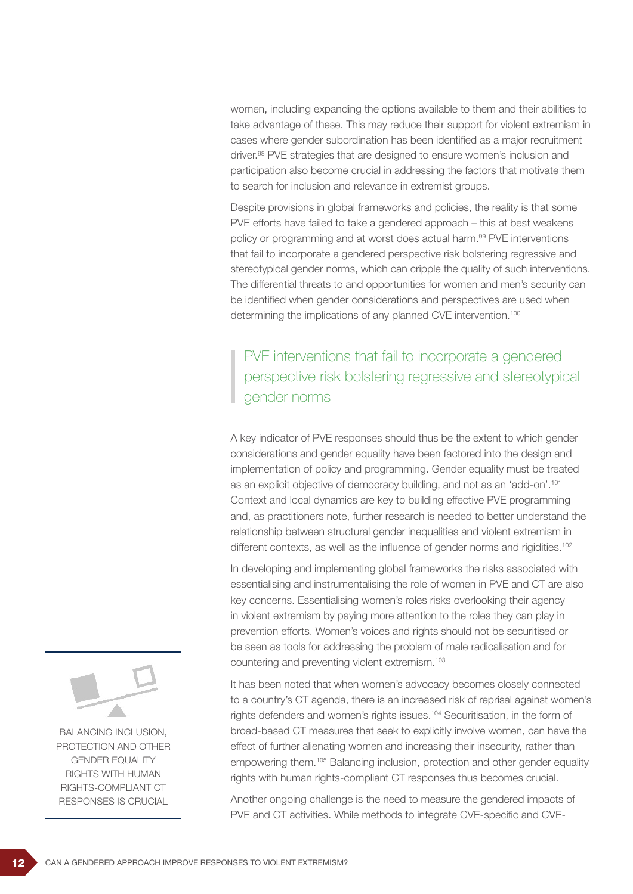women, including expanding the options available to them and their abilities to take advantage of these. This may reduce their support for violent extremism in cases where gender subordination has been identified as a major recruitment driver.[98] PVE strategies that are designed to ensure women's inclusion and participation also become crucial in addressing the factors that motivate them to search for inclusion and relevance in extremist groups.

Despite provisions in global frameworks and policies, the reality is that some PVE efforts have failed to take a gendered approach – this at best weakens policy or programming and at worst does actual harm.[99] PVE interventions that fail to incorporate a gendered perspective risk bolstering regressive and stereotypical gender norms, which can cripple the quality of such interventions. The differential threats to and opportunities for women and men's security can be identified when gender considerations and perspectives are used when determining the implications of any planned CVE intervention.[100]

> PVE interventions that fail to incorporate a gendered perspective risk bolstering regressive and stereotypical gender norms

A key indicator of PVE responses should thus be the extent to which gender considerations and gender equality have been factored into the design and implementation of policy and programming. Gender equality must be treated as an explicit objective of democracy building, and not as an 'add-on'.[101] Context and local dynamics are key to building effective PVE programming and, as practitioners note, further research is needed to better understand the relationship between structural gender inequalities and violent extremism in different contexts, as well as the influence of gender norms and rigidities.[102]

In developing and implementing global frameworks the risks associated with essentialising and instrumentalising the role of women in PVE and CT are also key concerns. Essentialising women's roles risks overlooking their agency in violent extremism by paying more attention to the roles they can play in prevention efforts. Women's voices and rights should not be securitised or be seen as tools for addressing the problem of male radicalisation and for countering and preventing violent extremism.[103]

BALANCING INCLUSION, PROTECTION AND OTHER GENDER EQUALITY RIGHTS WITH HUMAN RIGHTS-COMPLIANT CT RESPONSES IS CRUCIAL

It has been noted that when women's advocacy becomes closely connected to a country's CT agenda, there is an increased risk of reprisal against women's rights defenders and women's rights issues.[104] Securitisation, in the form of broad-based CT measures that seek to explicitly involve women, can have the effect of further alienating women and increasing their insecurity, rather than empowering them.[105] Balancing inclusion, protection and other gender equality rights with human rights-compliant CT responses thus becomes crucial.

Another ongoing challenge is the need to measure the gendered impacts of PVE and CT activities. While methods to integrate CVE-specific and CVE-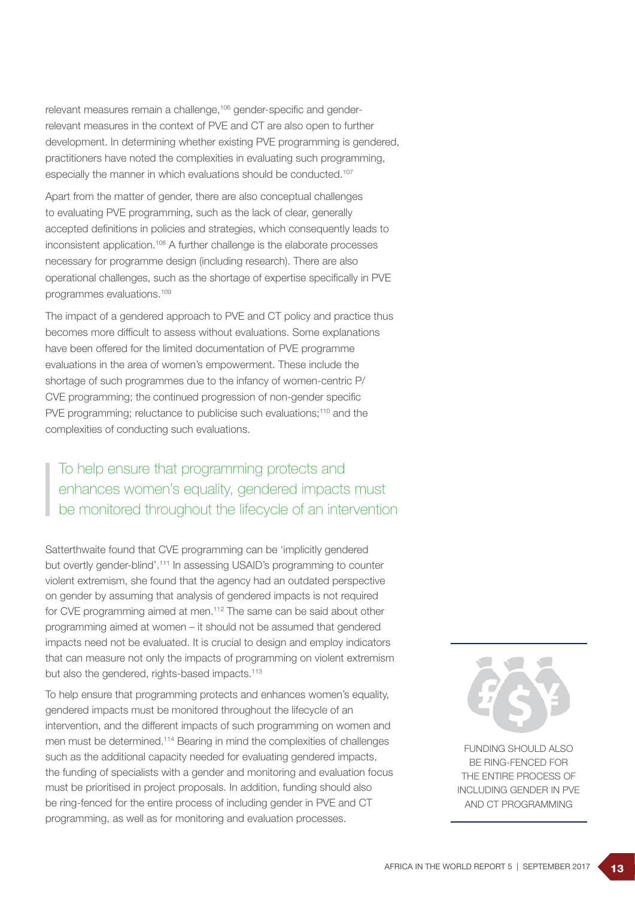relevant measures remain a challenge,[106] gender-specific and gender-relevant measures in the context of PVE and CT are also open to further development. In determining whether existing PVE programming is gendered, practitioners have noted the complexities in evaluating such programming, especially the manner in which evaluations should be conducted.[107]

Apart from the matter of gender, there are also conceptual challenges to evaluating PVE programming, such as the lack of clear, generally accepted definitions in policies and strategies, which consequently leads to inconsistent application.[108] A further challenge is the elaborate processes necessary for programme design (including research). There are also operational challenges, such as the shortage of expertise specifically in PVE programmes evaluations.[109]

The impact of a gendered approach to PVE and CT policy and practice thus becomes more difficult to assess without evaluations. Some explanations have been offered for the limited documentation of PVE programme evaluations in the area of women's empowerment. These include the shortage of such programmes due to the infancy of women-centric P/CVE programming; the continued progression of non-gender specific PVE programming; reluctance to publicise such evaluations;[110] and the complexities of conducting such evaluations.

> To help ensure that programming protects and enhances women's equality, gendered impacts must be monitored throughout the lifecycle of an intervention

Satterthwaite found that CVE programming can be 'implicitly gendered but overtly gender-blind'.[111] In assessing USAID's programming to counter violent extremism, she found that the agency had an outdated perspective on gender by assuming that analysis of gendered impacts is not required for CVE programming aimed at men.[112] The same can be said about other programming aimed at women – it should not be assumed that gendered impacts need not be evaluated. It is crucial to design and employ indicators that can measure not only the impacts of programming on violent extremism but also the gendered, rights-based impacts.[113]

To help ensure that programming protects and enhances women's equality, gendered impacts must be monitored throughout the lifecycle of an intervention, and the different impacts of such programming on women and men must be determined.[114] Bearing in mind the complexities of challenges such as the additional capacity needed for evaluating gendered impacts, the funding of specialists with a gender and monitoring and evaluation focus must be prioritised in project proposals. In addition, funding should also be ring-fenced for the entire process of including gender in PVE and CT programming, as well as for monitoring and evaluation processes.

> FUNDING SHOULD ALSO BE RING-FENCED FOR THE ENTIRE PROCESS OF INCLUDING GENDER IN PVE AND CT PROGRAMMING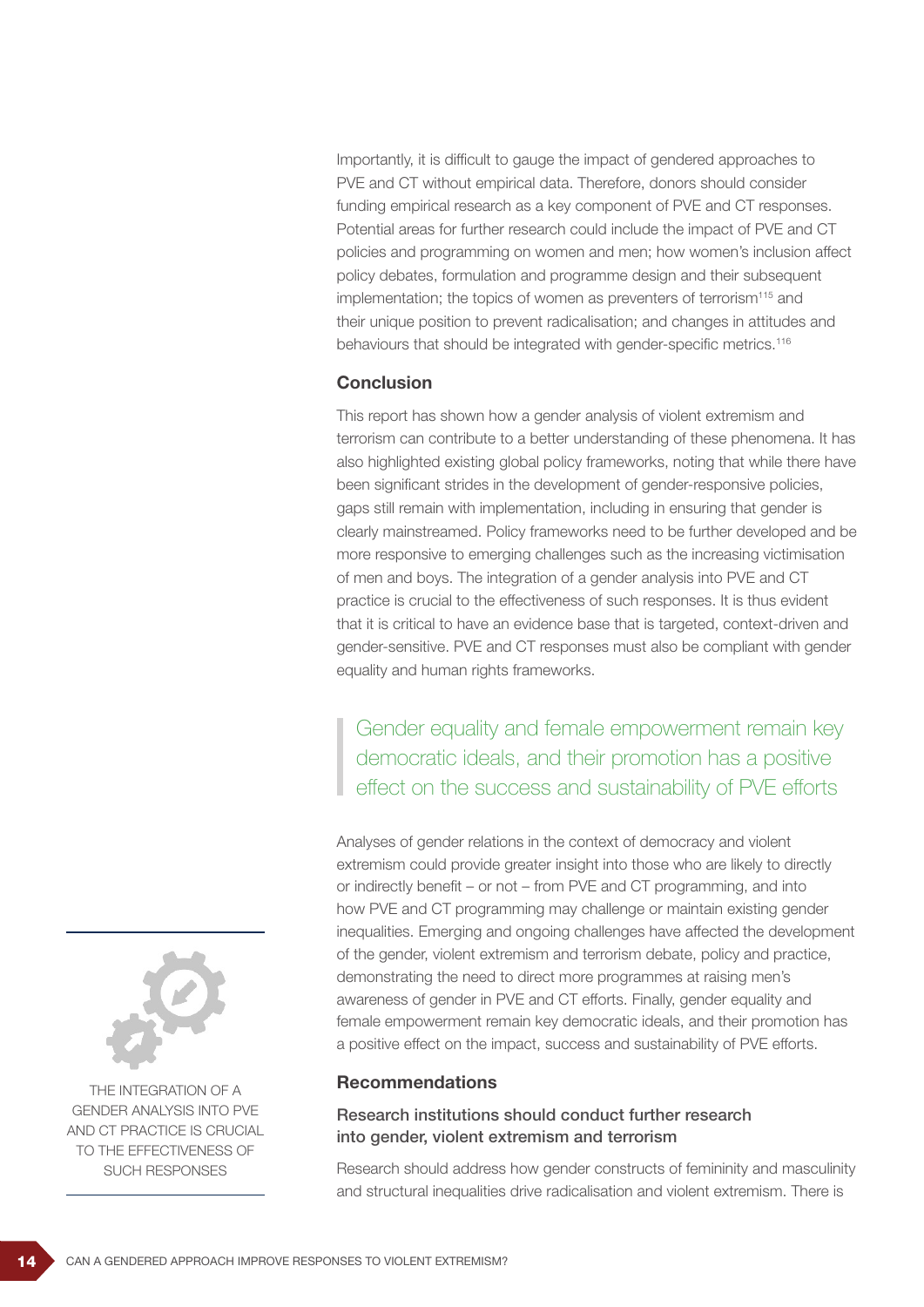Importantly, it is difficult to gauge the impact of gendered approaches to PVE and CT without empirical data. Therefore, donors should consider funding empirical research as a key component of PVE and CT responses. Potential areas for further research could include the impact of PVE and CT policies and programming on women and men; how women's inclusion affect policy debates, formulation and programme design and their subsequent implementation; the topics of women as preventers of terrorism[115] and their unique position to prevent radicalisation; and changes in attitudes and behaviours that should be integrated with gender-specific metrics.[116]

### Conclusion

This report has shown how a gender analysis of violent extremism and terrorism can contribute to a better understanding of these phenomena. It has also highlighted existing global policy frameworks, noting that while there have been significant strides in the development of gender-responsive policies, gaps still remain with implementation, including in ensuring that gender is clearly mainstreamed. Policy frameworks need to be further developed and be more responsive to emerging challenges such as the increasing victimisation of men and boys. The integration of a gender analysis into PVE and CT practice is crucial to the effectiveness of such responses. It is thus evident that it is critical to have an evidence base that is targeted, context-driven and gender-sensitive. PVE and CT responses must also be compliant with gender equality and human rights frameworks.

> Gender equality and female empowerment remain key democratic ideals, and their promotion has a positive effect on the success and sustainability of PVE efforts

Analyses of gender relations in the context of democracy and violent extremism could provide greater insight into those who are likely to directly or indirectly benefit – or not – from PVE and CT programming, and into how PVE and CT programming may challenge or maintain existing gender inequalities. Emerging and ongoing challenges have affected the development of the gender, violent extremism and terrorism debate, policy and practice, demonstrating the need to direct more programmes at raising men's awareness of gender in PVE and CT efforts. Finally, gender equality and female empowerment remain key democratic ideals, and their promotion has a positive effect on the impact, success and sustainability of PVE efforts.

THE INTEGRATION OF A GENDER ANALYSIS INTO PVE AND CT PRACTICE IS CRUCIAL TO THE EFFECTIVENESS OF SUCH RESPONSES

### Recommendations

#### Research institutions should conduct further research into gender, violent extremism and terrorism

Research should address how gender constructs of femininity and masculinity and structural inequalities drive radicalisation and violent extremism. There is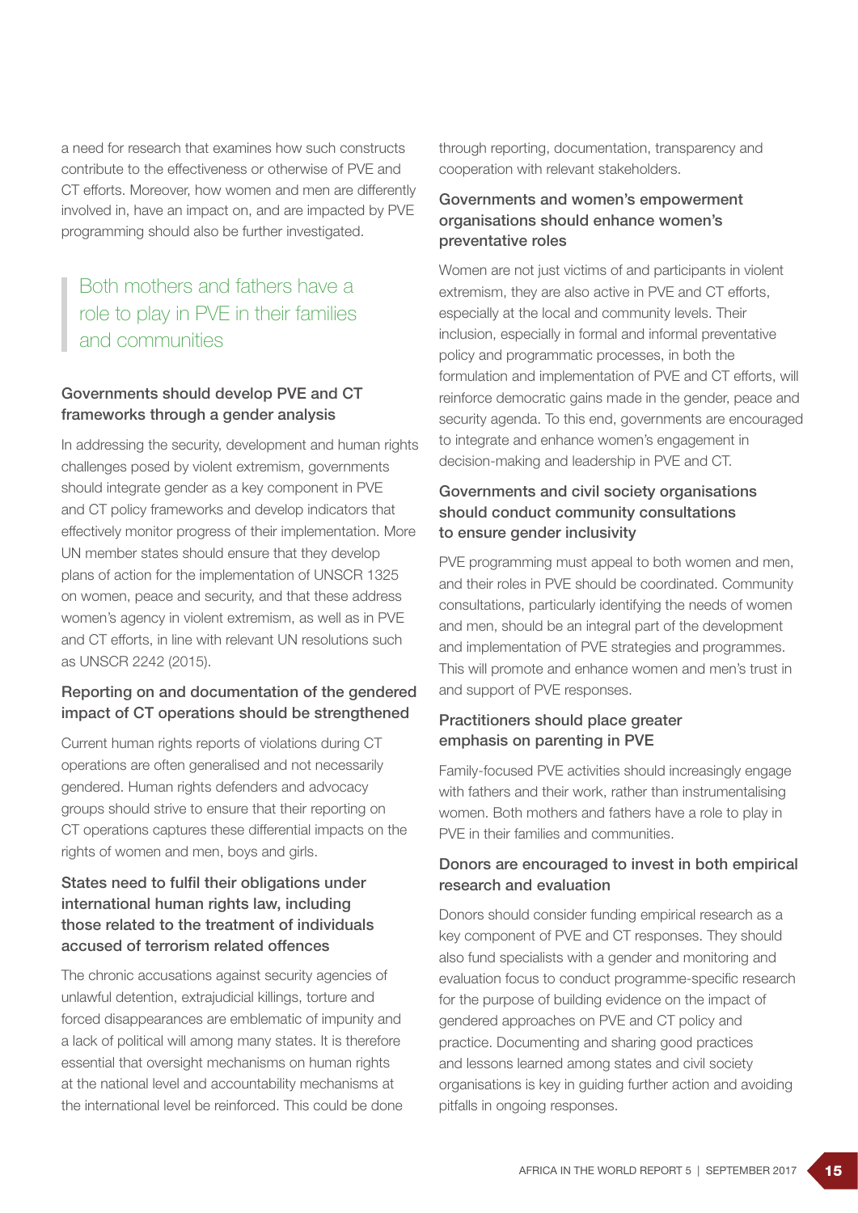a need for research that examines how such constructs contribute to the effectiveness or otherwise of PVE and CT efforts. Moreover, how women and men are differently involved in, have an impact on, and are impacted by PVE programming should also be further investigated.

> Both mothers and fathers have a role to play in PVE in their families and communities

### Governments should develop PVE and CT frameworks through a gender analysis

In addressing the security, development and human rights challenges posed by violent extremism, governments should integrate gender as a key component in PVE and CT policy frameworks and develop indicators that effectively monitor progress of their implementation. More UN member states should ensure that they develop plans of action for the implementation of UNSCR 1325 on women, peace and security, and that these address women's agency in violent extremism, as well as in PVE and CT efforts, in line with relevant UN resolutions such as UNSCR 2242 (2015).

### Reporting on and documentation of the gendered impact of CT operations should be strengthened

Current human rights reports of violations during CT operations are often generalised and not necessarily gendered. Human rights defenders and advocacy groups should strive to ensure that their reporting on CT operations captures these differential impacts on the rights of women and men, boys and girls.

### States need to fulfil their obligations under international human rights law, including those related to the treatment of individuals accused of terrorism related offences

The chronic accusations against security agencies of unlawful detention, extrajudicial killings, torture and forced disappearances are emblematic of impunity and a lack of political will among many states. It is therefore essential that oversight mechanisms on human rights at the national level and accountability mechanisms at the international level be reinforced. This could be done through reporting, documentation, transparency and cooperation with relevant stakeholders.

### Governments and women's empowerment organisations should enhance women's preventative roles

Women are not just victims of and participants in violent extremism, they are also active in PVE and CT efforts, especially at the local and community levels. Their inclusion, especially in formal and informal preventative policy and programmatic processes, in both the formulation and implementation of PVE and CT efforts, will reinforce democratic gains made in the gender, peace and security agenda. To this end, governments are encouraged to integrate and enhance women's engagement in decision-making and leadership in PVE and CT.

### Governments and civil society organisations should conduct community consultations to ensure gender inclusivity

PVE programming must appeal to both women and men, and their roles in PVE should be coordinated. Community consultations, particularly identifying the needs of women and men, should be an integral part of the development and implementation of PVE strategies and programmes. This will promote and enhance women and men's trust in and support of PVE responses.

### Practitioners should place greater emphasis on parenting in PVE

Family-focused PVE activities should increasingly engage with fathers and their work, rather than instrumentalising women. Both mothers and fathers have a role to play in PVE in their families and communities.

### Donors are encouraged to invest in both empirical research and evaluation

Donors should consider funding empirical research as a key component of PVE and CT responses. They should also fund specialists with a gender and monitoring and evaluation focus to conduct programme-specific research for the purpose of building evidence on the impact of gendered approaches on PVE and CT policy and practice. Documenting and sharing good practices and lessons learned among states and civil society organisations is key in guiding further action and avoiding pitfalls in ongoing responses.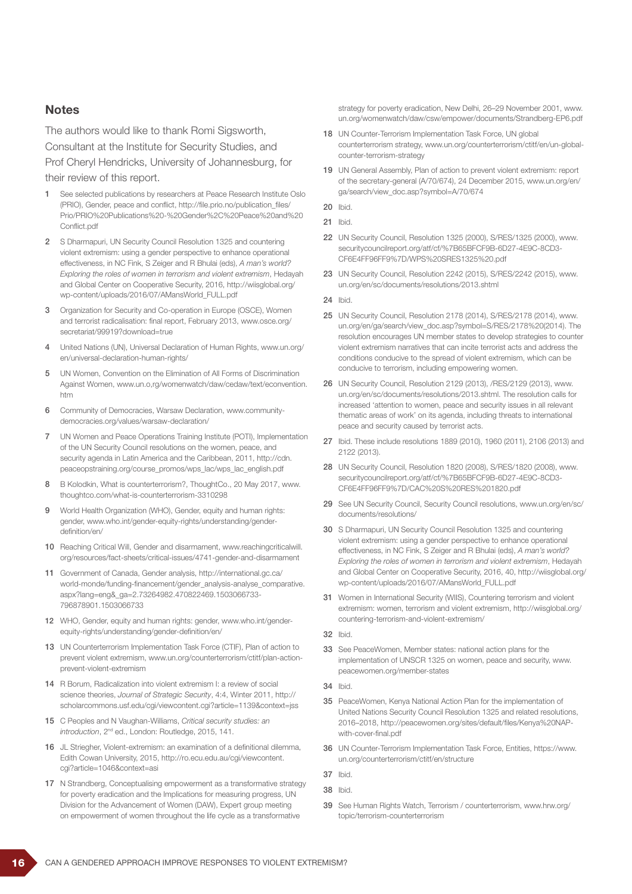## Notes

The authors would like to thank Romi Sigsworth, Consultant at the Institute for Security Studies, and Prof Cheryl Hendricks, University of Johannesburg, for their review of this report.

1. See selected publications by researchers at Peace Research Institute Oslo (PRIO), Gender, peace and conflict, http://file.prio.no/publication_files/Prio/PRIO%20Publications%20-%20Gender%2C%20Peace%20and%20Conflict.pdf
2. S Dharmapuri, UN Security Council Resolution 1325 and countering violent extremism: using a gender perspective to enhance operational effectiveness, in NC Fink, S Zeiger and R Bhulai (eds), *A man's world? Exploring the roles of women in terrorism and violent extremism*, Hedayah and Global Center on Cooperative Security, 2016, http://wiisglobal.org/wp-content/uploads/2016/07/AMansWorld_FULL.pdf
3. Organization for Security and Co-operation in Europe (OSCE), Women and terrorist radicalisation: final report, February 2013, www.osce.org/secretariat/99919?download=true
4. United Nations (UN), Universal Declaration of Human Rights, www.un.org/en/universal-declaration-human-rights/
5. UN Women, Convention on the Elimination of All Forms of Discrimination Against Women, www.un.o,rg/womenwatch/daw/cedaw/text/econvention.htm
6. Community of Democracies, Warsaw Declaration, www.community-democracies.org/values/warsaw-declaration/
7. UN Women and Peace Operations Training Institute (POTI), Implementation of the UN Security Council resolutions on the women, peace, and security agenda in Latin America and the Caribbean, 2011, http://cdn.peaceopstraining.org/course_promos/wps_lac/wps_lac_english.pdf
8. B Kolodkin, What is counterterrorism?, ThoughtCo., 20 May 2017, www.thoughtco.com/what-is-counterterrorism-3310298
9. World Health Organization (WHO), Gender, equity and human rights: gender, www.who.int/gender-equity-rights/understanding/gender-definition/en/
10. Reaching Critical Will, Gender and disarmament, www.reachingcriticalwill.org/resources/fact-sheets/critical-issues/4741-gender-and-disarmament
11. Government of Canada, Gender analysis, http://international.gc.ca/world-monde/funding-financement/gender_analysis-analyse_comparative.aspx?lang=eng&_ga=2.73264982.470822469.1503066733-796878901.1503066733
12. WHO, Gender, equity and human rights: gender, www.who.int/gender-equity-rights/understanding/gender-definition/en/
13. UN Counterterrorism Implementation Task Force (CTIF), Plan of action to prevent violent extremism, www.un.org/counterterrorism/ctitf/plan-action-prevent-violent-extremism
14. R Borum, Radicalization into violent extremism I: a review of social science theories, *Journal of Strategic Security*, 4:4, Winter 2011, http://scholarcommons.usf.edu/cgi/viewcontent.cgi?article=1139&context=jss
15. C Peoples and N Vaughan-Williams, *Critical security studies: an introduction*, 2nd ed., London: Routledge, 2015, 141.
16. JL Striegher, Violent-extremism: an examination of a definitional dilemma, Edith Cowan University, 2015, http://ro.ecu.edu.au/cgi/viewcontent.cgi?article=1046&context=asi
17. N Strandberg, Conceptualising empowerment as a transformative strategy for poverty eradication and the Implications for measuring progress, UN Division for the Advancement of Women (DAW), Expert group meeting on empowerment of women throughout the life cycle as a transformative strategy for poverty eradication, New Delhi, 26–29 November 2001, www.un.org/womenwatch/daw/csw/empower/documents/Strandberg-EP6.pdf
18. UN Counter-Terrorism Implementation Task Force, UN global counterterrorism strategy, www.un.org/counterterrorism/ctitf/en/un-global-counter-terrorism-strategy
19. UN General Assembly, Plan of action to prevent violent extremism: report of the secretary-general (A/70/674), 24 December 2015, www.un.org/en/ga/search/view_doc.asp?symbol=A/70/674
20. Ibid.
21. Ibid.
22. UN Security Council, Resolution 1325 (2000), S/RES/1325 (2000), www.securitycouncilreport.org/atf/cf/%7B65BFCF9B-6D27-4E9C-8CD3-CF6E4FF96FF9%7D/WPS%20SRES1325%20.pdf
23. UN Security Council, Resolution 2242 (2015), S/RES/2242 (2015), www.un.org/en/sc/documents/resolutions/2013.shtml
24. Ibid.
25. UN Security Council, Resolution 2178 (2014), S/RES/2178 (2014), www.un.org/en/ga/search/view_doc.asp?symbol=S/RES/2178%20(2014). The resolution encourages UN member states to develop strategies to counter violent extremism narratives that can incite terrorist acts and address the conditions conducive to the spread of violent extremism, which can be conducive to terrorism, including empowering women.
26. UN Security Council, Resolution 2129 (2013), /RES/2129 (2013), www.un.org/en/sc/documents/resolutions/2013.shtml. The resolution calls for increased 'attention to women, peace and security issues in all relevant thematic areas of work' on its agenda, including threats to international peace and security caused by terrorist acts.
27. Ibid. These include resolutions 1889 (2010), 1960 (2011), 2106 (2013) and 2122 (2013).
28. UN Security Council, Resolution 1820 (2008), S/RES/1820 (2008), www.securitycouncilreport.org/atf/cf/%7B65BFCF9B-6D27-4E9C-8CD3-CF6E4FF96FF9%7D/CAC%20S%20RES%201820.pdf
29. See UN Security Council, Security Council resolutions, www.un.org/en/sc/documents/resolutions/
30. S Dharmapuri, UN Security Council Resolution 1325 and countering violent extremism: using a gender perspective to enhance operational effectiveness, in NC Fink, S Zeiger and R Bhulai (eds), *A man's world? Exploring the roles of women in terrorism and violent extremism*, Hedayah and Global Center on Cooperative Security, 2016, 40, http://wiisglobal.org/wp-content/uploads/2016/07/AMansWorld_FULL.pdf
31. Women in International Security (WIIS), Countering terrorism and violent extremism: women, terrorism and violent extremism, http://wiisglobal.org/countering-terrorism-and-violent-extremism/
32. Ibid.
33. See PeaceWomen, Member states: national action plans for the implementation of UNSCR 1325 on women, peace and security, www.peacewomen.org/member-states
34. Ibid.
35. PeaceWomen, Kenya National Action Plan for the implementation of United Nations Security Council Resolution 1325 and related resolutions, 2016–2018, http://peacewomen.org/sites/default/files/Kenya%20NAP-with-cover-final.pdf
36. UN Counter-Terrorism Implementation Task Force, Entities, https://www.un.org/counterterrorism/ctitf/en/structure
37. Ibid.
38. Ibid.
39. See Human Rights Watch, Terrorism / counterterrorism, www.hrw.org/topic/terrorism-counterterrorism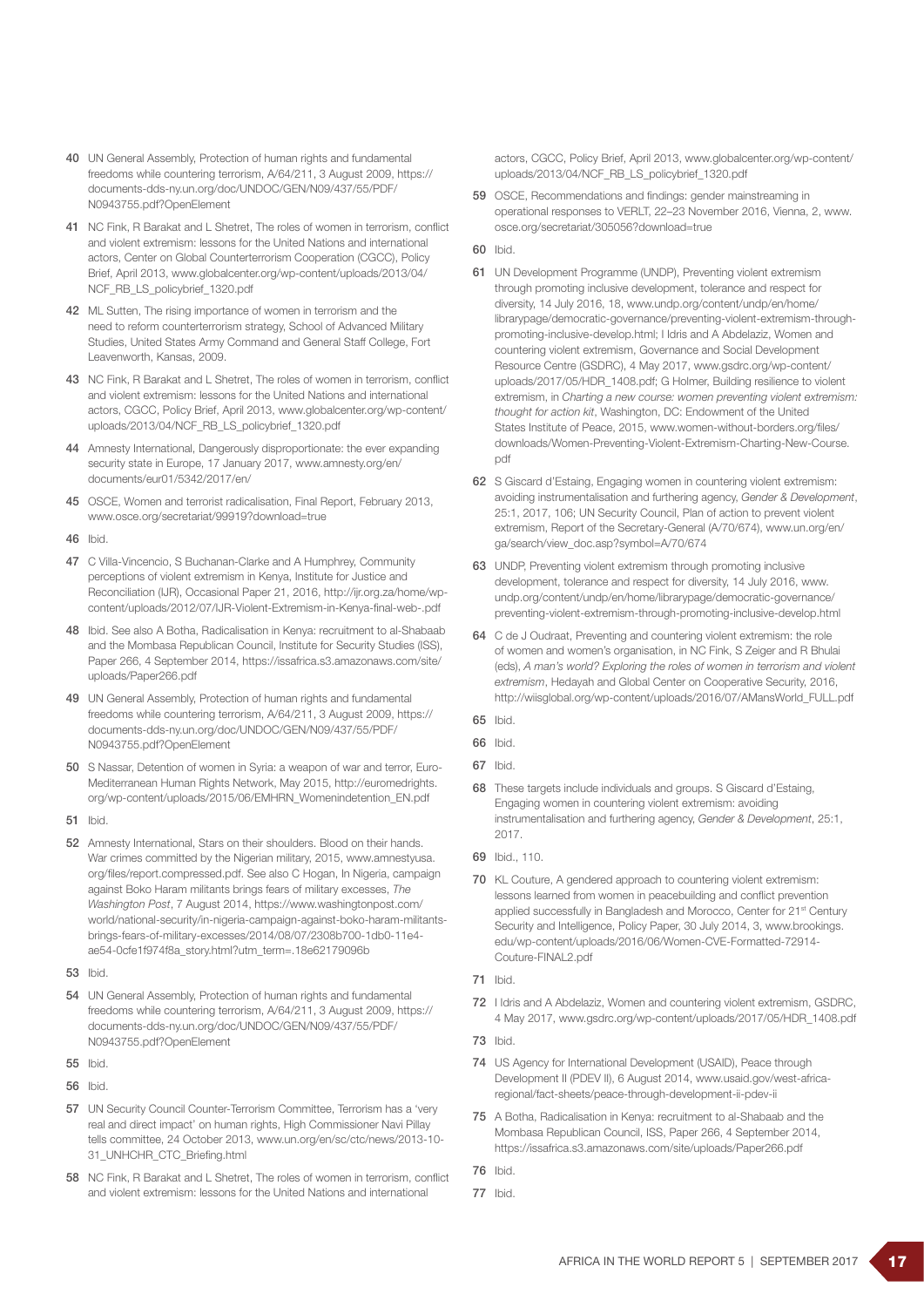40 UN General Assembly, Protection of human rights and fundamental freedoms while countering terrorism, A/64/211, 3 August 2009, https://documents-dds-ny.un.org/doc/UNDOC/GEN/N09/437/55/PDF/N0943755.pdf?OpenElement

41 NC Fink, R Barakat and L Shetret, The roles of women in terrorism, conflict and violent extremism: lessons for the United Nations and international actors, Center on Global Counterterrorism Cooperation (CGCC), Policy Brief, April 2013, www.globalcenter.org/wp-content/uploads/2013/04/NCF_RB_LS_policybrief_1320.pdf

42 ML Sutten, The rising importance of women in terrorism and the need to reform counterterrorism strategy, School of Advanced Military Studies, United States Army Command and General Staff College, Fort Leavenworth, Kansas, 2009.

43 NC Fink, R Barakat and L Shetret, The roles of women in terrorism, conflict and violent extremism: lessons for the United Nations and international actors, CGCC, Policy Brief, April 2013, www.globalcenter.org/wp-content/uploads/2013/04/NCF_RB_LS_policybrief_1320.pdf

44 Amnesty International, Dangerously disproportionate: the ever expanding security state in Europe, 17 January 2017, www.amnesty.org/en/documents/eur01/5342/2017/en/

45 OSCE, Women and terrorist radicalisation, Final Report, February 2013, www.osce.org/secretariat/99919?download=true

46 Ibid.

47 C Villa-Vincencio, S Buchanan-Clarke and A Humphrey, Community perceptions of violent extremism in Kenya, Institute for Justice and Reconciliation (IJR), Occasional Paper 21, 2016, http://ijr.org.za/home/wp-content/uploads/2012/07/IJR-Violent-Extremism-in-Kenya-final-web-.pdf

48 Ibid. See also A Botha, Radicalisation in Kenya: recruitment to al-Shabaab and the Mombasa Republican Council, Institute for Security Studies (ISS), Paper 266, 4 September 2014, https://issafrica.s3.amazonaws.com/site/uploads/Paper266.pdf

49 UN General Assembly, Protection of human rights and fundamental freedoms while countering terrorism, A/64/211, 3 August 2009, https://documents-dds-ny.un.org/doc/UNDOC/GEN/N09/437/55/PDF/N0943755.pdf?OpenElement

50 S Nassar, Detention of women in Syria: a weapon of war and terror, Euro-Mediterranean Human Rights Network, May 2015, http://euromedrights.org/wp-content/uploads/2015/06/EMHRN_Womenindetention_EN.pdf

51 Ibid.

52 Amnesty International, Stars on their shoulders. Blood on their hands. War crimes committed by the Nigerian military, 2015, www.amnestyusa.org/files/report.compressed.pdf. See also C Hogan, In Nigeria, campaign against Boko Haram militants brings fears of military excesses, *The Washington Post*, 7 August 2014, https://www.washingtonpost.com/world/national-security/in-nigeria-campaign-against-boko-haram-militants-brings-fears-of-military-excesses/2014/08/07/2308b700-1db0-11e4-ae54-0cfe1f974f8a_story.html?utm_term=.18e62179096b

53 Ibid.

54 UN General Assembly, Protection of human rights and fundamental freedoms while countering terrorism, A/64/211, 3 August 2009, https://documents-dds-ny.un.org/doc/UNDOC/GEN/N09/437/55/PDF/N0943755.pdf?OpenElement

55 Ibid.

56 Ibid.

57 UN Security Council Counter-Terrorism Committee, Terrorism has a 'very real and direct impact' on human rights, High Commissioner Navi Pillay tells committee, 24 October 2013, www.un.org/en/sc/ctc/news/2013-10-31_UNHCHR_CTC_Briefing.html

58 NC Fink, R Barakat and L Shetret, The roles of women in terrorism, conflict and violent extremism: lessons for the United Nations and international actors, CGCC, Policy Brief, April 2013, www.globalcenter.org/wp-content/uploads/2013/04/NCF_RB_LS_policybrief_1320.pdf

59 OSCE, Recommendations and findings: gender mainstreaming in operational responses to VERLT, 22–23 November 2016, Vienna, 2, www.osce.org/secretariat/305056?download=true

60 Ibid.

61 UN Development Programme (UNDP), Preventing violent extremism through promoting inclusive development, tolerance and respect for diversity, 14 July 2016, 18, www.undp.org/content/undp/en/home/librarypage/democratic-governance/preventing-violent-extremism-through-promoting-inclusive-develop.html; I Idris and A Abdelaziz, Women and countering violent extremism, Governance and Social Development Resource Centre (GSDRC), 4 May 2017, www.gsdrc.org/wp-content/uploads/2017/05/HDR_1408.pdf; G Holmer, Building resilience to violent extremism, in *Charting a new course: women preventing violent extremism: thought for action kit*, Washington, DC: Endowment of the United States Institute of Peace, 2015, www.women-without-borders.org/files/downloads/Women-Preventing-Violent-Extremism-Charting-New-Course.pdf

62 S Giscard d'Estaing, Engaging women in countering violent extremism: avoiding instrumentalisation and furthering agency, *Gender & Development*, 25:1, 2017, 106; UN Security Council, Plan of action to prevent violent extremism, Report of the Secretary-General (A/70/674), www.un.org/en/ga/search/view_doc.asp?symbol=A/70/674

63 UNDP, Preventing violent extremism through promoting inclusive development, tolerance and respect for diversity, 14 July 2016, www.undp.org/content/undp/en/home/librarypage/democratic-governance/preventing-violent-extremism-through-promoting-inclusive-develop.html

64 C de J Oudraat, Preventing and countering violent extremism: the role of women and women's organisation, in NC Fink, S Zeiger and R Bhulai (eds), *A man's world? Exploring the roles of women in terrorism and violent extremism*, Hedayah and Global Center on Cooperative Security, 2016, http://wiisglobal.org/wp-content/uploads/2016/07/AMansWorld_FULL.pdf

65 Ibid.

66 Ibid.

67 Ibid.

68 These targets include individuals and groups. S Giscard d'Estaing, Engaging women in countering violent extremism: avoiding instrumentalisation and furthering agency, *Gender & Development*, 25:1, 2017.

69 Ibid., 110.

70 KL Couture, A gendered approach to countering violent extremism: lessons learned from women in peacebuilding and conflict prevention applied successfully in Bangladesh and Morocco, Center for 21st Century Security and Intelligence, Policy Paper, 30 July 2014, 3, www.brookings.edu/wp-content/uploads/2016/06/Women-CVE-Formatted-72914-Couture-FINAL2.pdf

71 Ibid.

72 I Idris and A Abdelaziz, Women and countering violent extremism, GSDRC, 4 May 2017, www.gsdrc.org/wp-content/uploads/2017/05/HDR_1408.pdf

73 Ibid.

74 US Agency for International Development (USAID), Peace through Development II (PDEV II), 6 August 2014, www.usaid.gov/west-africa-regional/fact-sheets/peace-through-development-ii-pdev-ii

75 A Botha, Radicalisation in Kenya: recruitment to al-Shabaab and the Mombasa Republican Council, ISS, Paper 266, 4 September 2014, https://issafrica.s3.amazonaws.com/site/uploads/Paper266.pdf

76 Ibid.

77 Ibid.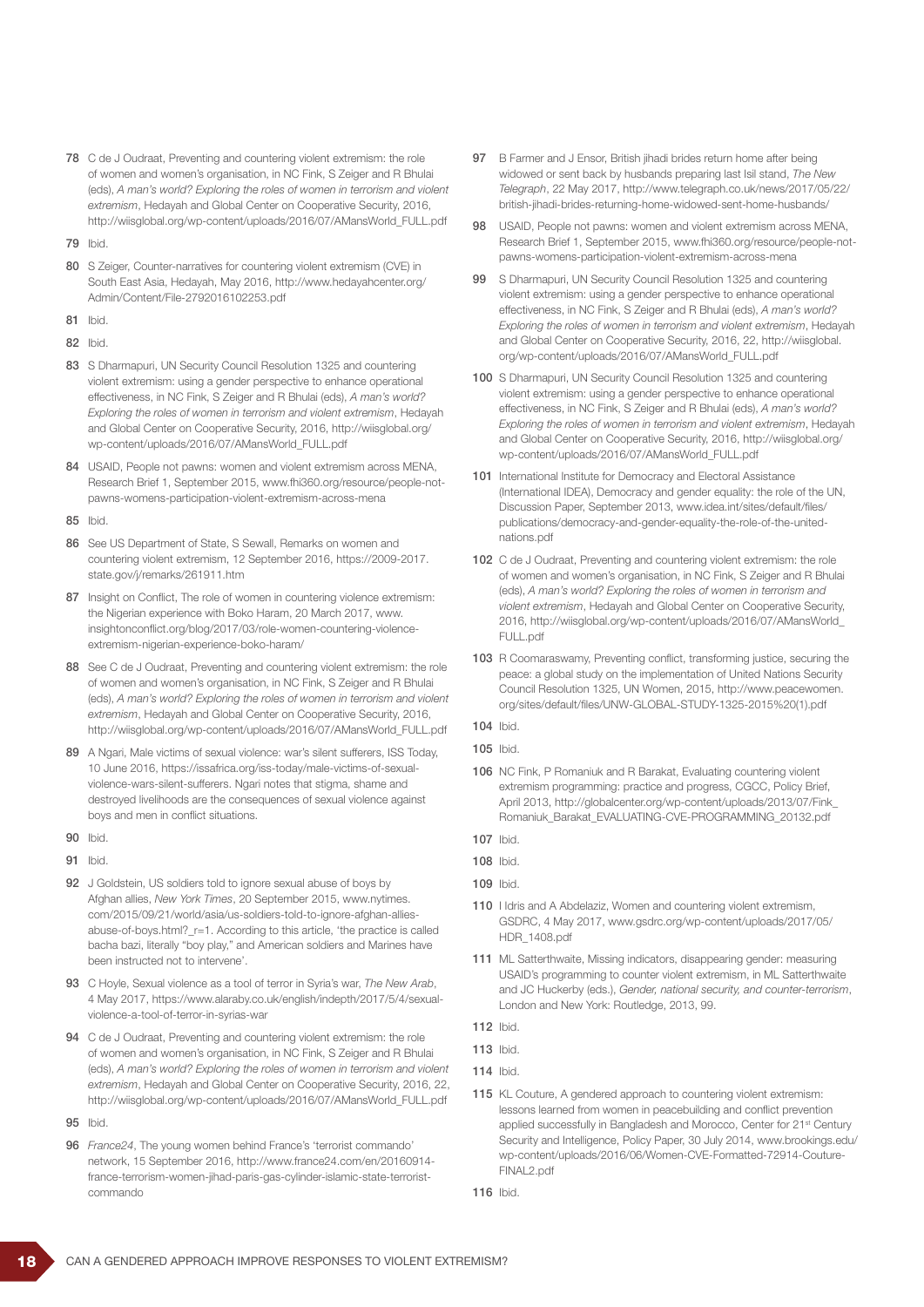78 C de J Oudraat, Preventing and countering violent extremism: the role of women and women's organisation, in NC Fink, S Zeiger and R Bhulai (eds), *A man's world? Exploring the roles of women in terrorism and violent extremism*, Hedayah and Global Center on Cooperative Security, 2016, http://wiisglobal.org/wp-content/uploads/2016/07/AMansWorld_FULL.pdf

79 Ibid.

80 S Zeiger, Counter-narratives for countering violent extremism (CVE) in South East Asia, Hedayah, May 2016, http://www.hedayahcenter.org/Admin/Content/File-2792016102253.pdf

81 Ibid.

82 Ibid.

83 S Dharmapuri, UN Security Council Resolution 1325 and countering violent extremism: using a gender perspective to enhance operational effectiveness, in NC Fink, S Zeiger and R Bhulai (eds), *A man's world? Exploring the roles of women in terrorism and violent extremism*, Hedayah and Global Center on Cooperative Security, 2016, http://wiisglobal.org/wp-content/uploads/2016/07/AMansWorld_FULL.pdf

84 USAID, People not pawns: women and violent extremism across MENA, Research Brief 1, September 2015, www.fhi360.org/resource/people-not-pawns-womens-participation-violent-extremism-across-mena

85 Ibid.

86 See US Department of State, S Sewall, Remarks on women and countering violent extremism, 12 September 2016, https://2009-2017.state.gov/j/remarks/261911.htm

87 Insight on Conflict, The role of women in countering violence extremism: the Nigerian experience with Boko Haram, 20 March 2017, www.insightonconflict.org/blog/2017/03/role-women-countering-violence-extremism-nigerian-experience-boko-haram/

88 See C de J Oudraat, Preventing and countering violent extremism: the role of women and women's organisation, in NC Fink, S Zeiger and R Bhulai (eds), *A man's world? Exploring the roles of women in terrorism and violent extremism*, Hedayah and Global Center on Cooperative Security, 2016, http://wiisglobal.org/wp-content/uploads/2016/07/AMansWorld_FULL.pdf

89 A Ngari, Male victims of sexual violence: war's silent sufferers, ISS Today, 10 June 2016, https://issafrica.org/iss-today/male-victims-of-sexual-violence-wars-silent-sufferers. Ngari notes that stigma, shame and destroyed livelihoods are the consequences of sexual violence against boys and men in conflict situations.

90 Ibid.

91 Ibid.

92 J Goldstein, US soldiers told to ignore sexual abuse of boys by Afghan allies, *New York Times*, 20 September 2015, www.nytimes.com/2015/09/21/world/asia/us-soldiers-told-to-ignore-afghan-allies-abuse-of-boys.html?_r=1. According to this article, 'the practice is called bacha bazi, literally "boy play," and American soldiers and Marines have been instructed not to intervene'.

93 C Hoyle, Sexual violence as a tool of terror in Syria's war, *The New Arab*, 4 May 2017, https://www.alaraby.co.uk/english/indepth/2017/5/4/sexual-violence-a-tool-of-terror-in-syrias-war

94 C de J Oudraat, Preventing and countering violent extremism: the role of women and women's organisation, in NC Fink, S Zeiger and R Bhulai (eds), *A man's world? Exploring the roles of women in terrorism and violent extremism*, Hedayah and Global Center on Cooperative Security, 2016, 22, http://wiisglobal.org/wp-content/uploads/2016/07/AMansWorld_FULL.pdf

95 Ibid.

96 *France24*, The young women behind France's 'terrorist commando' network, 15 September 2016, http://www.france24.com/en/20160914-france-terrorism-women-jihad-paris-gas-cylinder-islamic-state-terrorist-commando

97 B Farmer and J Ensor, British jihadi brides return home after being widowed or sent back by husbands preparing last Isil stand, *The New Telegraph*, 22 May 2017, http://www.telegraph.co.uk/news/2017/05/22/british-jihadi-brides-returning-home-widowed-sent-home-husbands/

98 USAID, People not pawns: women and violent extremism across MENA, Research Brief 1, September 2015, www.fhi360.org/resource/people-not-pawns-womens-participation-violent-extremism-across-mena

99 S Dharmapuri, UN Security Council Resolution 1325 and countering violent extremism: using a gender perspective to enhance operational effectiveness, in NC Fink, S Zeiger and R Bhulai (eds), *A man's world? Exploring the roles of women in terrorism and violent extremism*, Hedayah and Global Center on Cooperative Security, 2016, 22, http://wiisglobal.org/wp-content/uploads/2016/07/AMansWorld_FULL.pdf

100 S Dharmapuri, UN Security Council Resolution 1325 and countering violent extremism: using a gender perspective to enhance operational effectiveness, in NC Fink, S Zeiger and R Bhulai (eds), *A man's world? Exploring the roles of women in terrorism and violent extremism*, Hedayah and Global Center on Cooperative Security, 2016, http://wiisglobal.org/wp-content/uploads/2016/07/AMansWorld_FULL.pdf

101 International Institute for Democracy and Electoral Assistance (International IDEA), Democracy and gender equality: the role of the UN, Discussion Paper, September 2013, www.idea.int/sites/default/files/publications/democracy-and-gender-equality-the-role-of-the-united-nations.pdf

102 C de J Oudraat, Preventing and countering violent extremism: the role of women and women's organisation, in NC Fink, S Zeiger and R Bhulai (eds), *A man's world? Exploring the roles of women in terrorism and violent extremism*, Hedayah and Global Center on Cooperative Security, 2016, http://wiisglobal.org/wp-content/uploads/2016/07/AMansWorld_FULL.pdf

103 R Coomaraswamy, Preventing conflict, transforming justice, securing the peace: a global study on the implementation of United Nations Security Council Resolution 1325, UN Women, 2015, http://www.peacewomen.org/sites/default/files/UNW-GLOBAL-STUDY-1325-2015%20(1).pdf

104 Ibid.

105 Ibid.

106 NC Fink, P Romaniuk and R Barakat, Evaluating countering violent extremism programming: practice and progress, CGCC, Policy Brief, April 2013, http://globalcenter.org/wp-content/uploads/2013/07/Fink_Romaniuk_Barakat_EVALUATING-CVE-PROGRAMMING_20132.pdf

107 Ibid.

108 Ibid.

109 Ibid.

110 I Idris and A Abdelaziz, Women and countering violent extremism, GSDRC, 4 May 2017, www.gsdrc.org/wp-content/uploads/2017/05/HDR_1408.pdf

111 ML Satterthwaite, Missing indicators, disappearing gender: measuring USAID's programming to counter violent extremism, in ML Satterthwaite and JC Huckerby (eds.), *Gender, national security, and counter-terrorism*, London and New York: Routledge, 2013, 99.

112 Ibid.

113 Ibid.

114 Ibid.

115 KL Couture, A gendered approach to countering violent extremism: lessons learned from women in peacebuilding and conflict prevention applied successfully in Bangladesh and Morocco, Center for 21st Century Security and Intelligence, Policy Paper, 30 July 2014, www.brookings.edu/wp-content/uploads/2016/06/Women-CVE-Formatted-72914-Couture-FINAL2.pdf

116 Ibid.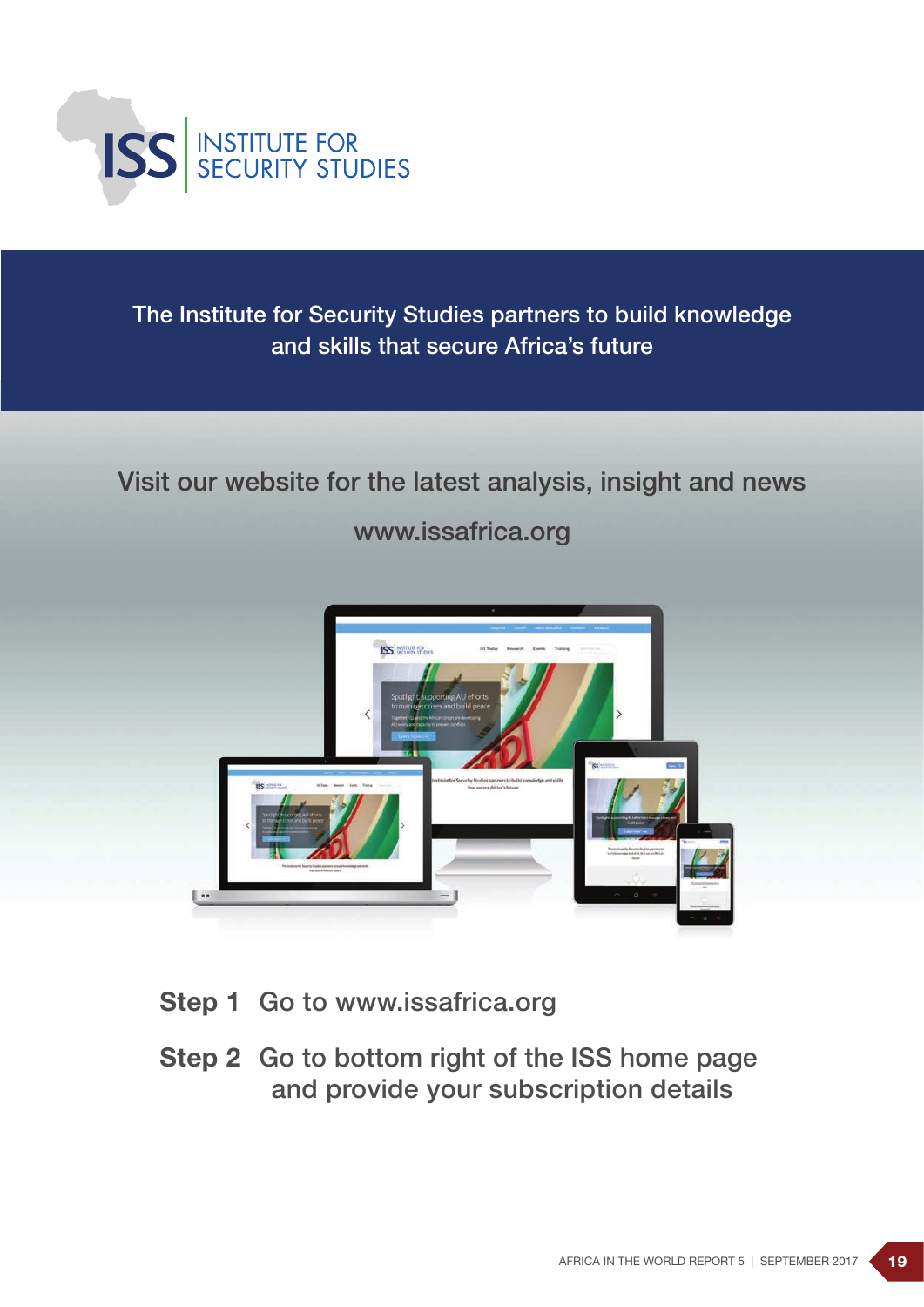# ISS | INSTITUTE FOR SECURITY STUDIES

**The Institute for Security Studies partners to build knowledge and skills that secure Africa's future**

Visit our website for the latest analysis, insight and news

www.issafrica.org

**Step 1** Go to www.issafrica.org

**Step 2** Go to bottom right of the ISS home page and provide your subscription details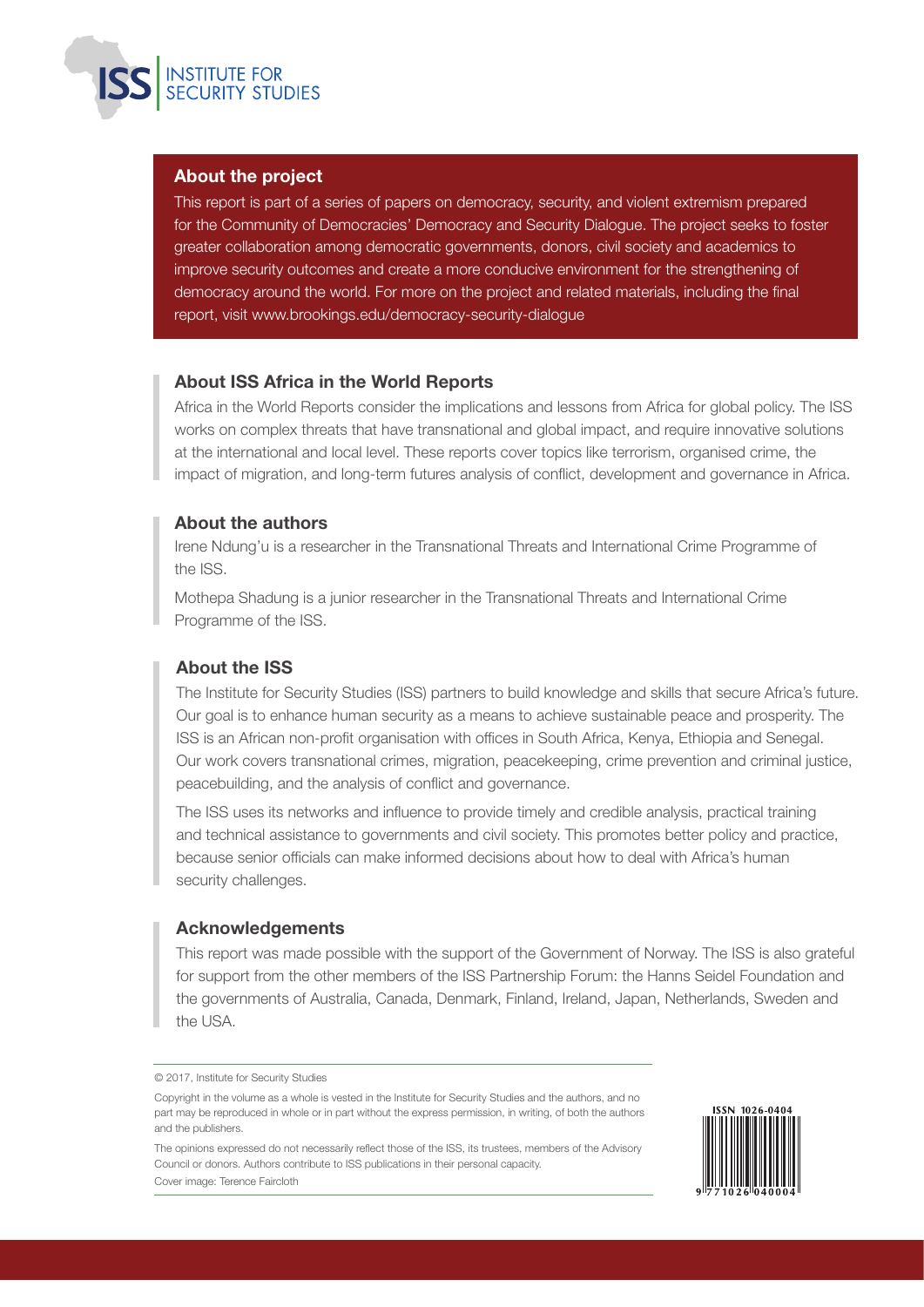ISS | INSTITUTE FOR SECURITY STUDIES

## About the project

This report is part of a series of papers on democracy, security, and violent extremism prepared for the Community of Democracies' Democracy and Security Dialogue. The project seeks to foster greater collaboration among democratic governments, donors, civil society and academics to improve security outcomes and create a more conducive environment for the strengthening of democracy around the world. For more on the project and related materials, including the final report, visit www.brookings.edu/democracy-security-dialogue

## About ISS Africa in the World Reports

Africa in the World Reports consider the implications and lessons from Africa for global policy. The ISS works on complex threats that have transnational and global impact, and require innovative solutions at the international and local level. These reports cover topics like terrorism, organised crime, the impact of migration, and long-term futures analysis of conflict, development and governance in Africa.

## About the authors

Irene Ndung'u is a researcher in the Transnational Threats and International Crime Programme of the ISS.

Mothepa Shadung is a junior researcher in the Transnational Threats and International Crime Programme of the ISS.

## About the ISS

The Institute for Security Studies (ISS) partners to build knowledge and skills that secure Africa's future. Our goal is to enhance human security as a means to achieve sustainable peace and prosperity. The ISS is an African non-profit organisation with offices in South Africa, Kenya, Ethiopia and Senegal. Our work covers transnational crimes, migration, peacekeeping, crime prevention and criminal justice, peacebuilding, and the analysis of conflict and governance.

The ISS uses its networks and influence to provide timely and credible analysis, practical training and technical assistance to governments and civil society. This promotes better policy and practice, because senior officials can make informed decisions about how to deal with Africa's human security challenges.

## Acknowledgements

This report was made possible with the support of the Government of Norway. The ISS is also grateful for support from the other members of the ISS Partnership Forum: the Hanns Seidel Foundation and the governments of Australia, Canada, Denmark, Finland, Ireland, Japan, Netherlands, Sweden and the USA.

© 2017, Institute for Security Studies

Copyright in the volume as a whole is vested in the Institute for Security Studies and the authors, and no part may be reproduced in whole or in part without the express permission, in writing, of both the authors and the publishers.

The opinions expressed do not necessarily reflect those of the ISS, its trustees, members of the Advisory Council or donors. Authors contribute to ISS publications in their personal capacity.

Cover image: Terence Faircloth

ISSN 1026-0404

9 771026 040004